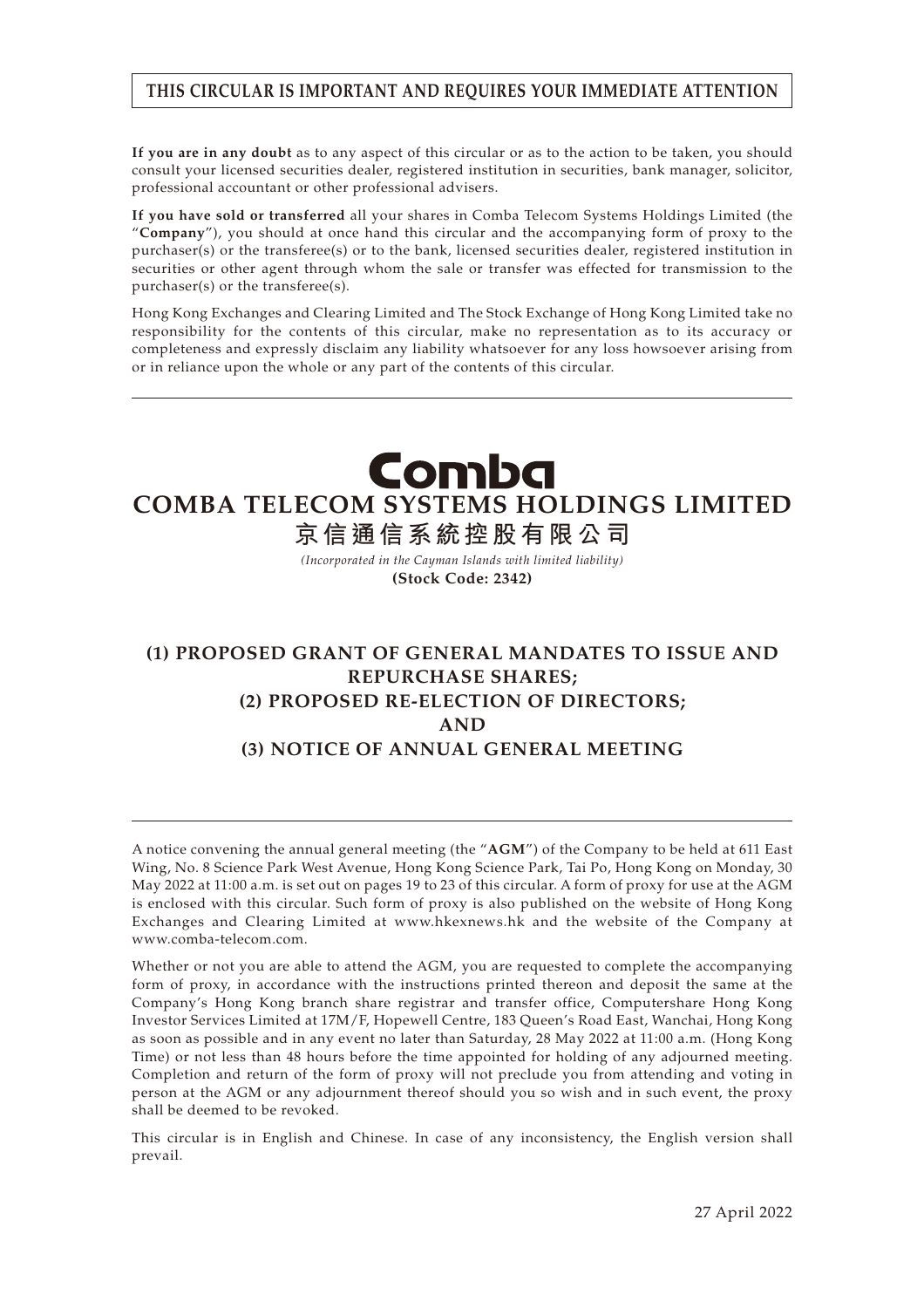**THIS CIRCULAR IS IMPORTANT AND REQUIRES YOUR IMMEDIATE ATTENTION**

**If you are in any doubt** as to any aspect of this circular or as to the action to be taken, you should consult your licensed securities dealer, registered institution in securities, bank manager, solicitor, professional accountant or other professional advisers.

**If you have sold or transferred** all your shares in Comba Telecom Systems Holdings Limited (the "**Company**"), you should at once hand this circular and the accompanying form of proxy to the purchaser(s) or the transferee(s) or to the bank, licensed securities dealer, registered institution in securities or other agent through whom the sale or transfer was effected for transmission to the purchaser(s) or the transferee(s).

Hong Kong Exchanges and Clearing Limited and The Stock Exchange of Hong Kong Limited take no responsibility for the contents of this circular, make no representation as to its accuracy or completeness and expressly disclaim any liability whatsoever for any loss howsoever arising from or in reliance upon the whole or any part of the contents of this circular.

Comba

# COMBA TELECOM SYSTEMS HOLDINGS LIMITED

# 京信通信系統控股有限公司

*(Incorporated in the Cayman Islands with limited liability)*

**(Stock Code: 2342)**

## (1) PROPOSED GRANT OF GENERAL MANDATES TO ISSUE AND REPURCHASE SHARES;
## (2) PROPOSED RE-ELECTION OF DIRECTORS;
## AND
## (3) NOTICE OF ANNUAL GENERAL MEETING

A notice convening the annual general meeting (the "**AGM**") of the Company to be held at 611 East Wing, No. 8 Science Park West Avenue, Hong Kong Science Park, Tai Po, Hong Kong on Monday, 30 May 2022 at 11:00 a.m. is set out on pages 19 to 23 of this circular. A form of proxy for use at the AGM is enclosed with this circular. Such form of proxy is also published on the website of Hong Kong Exchanges and Clearing Limited at www.hkexnews.hk and the website of the Company at www.comba-telecom.com.

Whether or not you are able to attend the AGM, you are requested to complete the accompanying form of proxy, in accordance with the instructions printed thereon and deposit the same at the Company's Hong Kong branch share registrar and transfer office, Computershare Hong Kong Investor Services Limited at 17M/F, Hopewell Centre, 183 Queen's Road East, Wanchai, Hong Kong as soon as possible and in any event no later than Saturday, 28 May 2022 at 11:00 a.m. (Hong Kong Time) or not less than 48 hours before the time appointed for holding of any adjourned meeting. Completion and return of the form of proxy will not preclude you from attending and voting in person at the AGM or any adjournment thereof should you so wish and in such event, the proxy shall be deemed to be revoked.

This circular is in English and Chinese. In case of any inconsistency, the English version shall prevail.

27 April 2022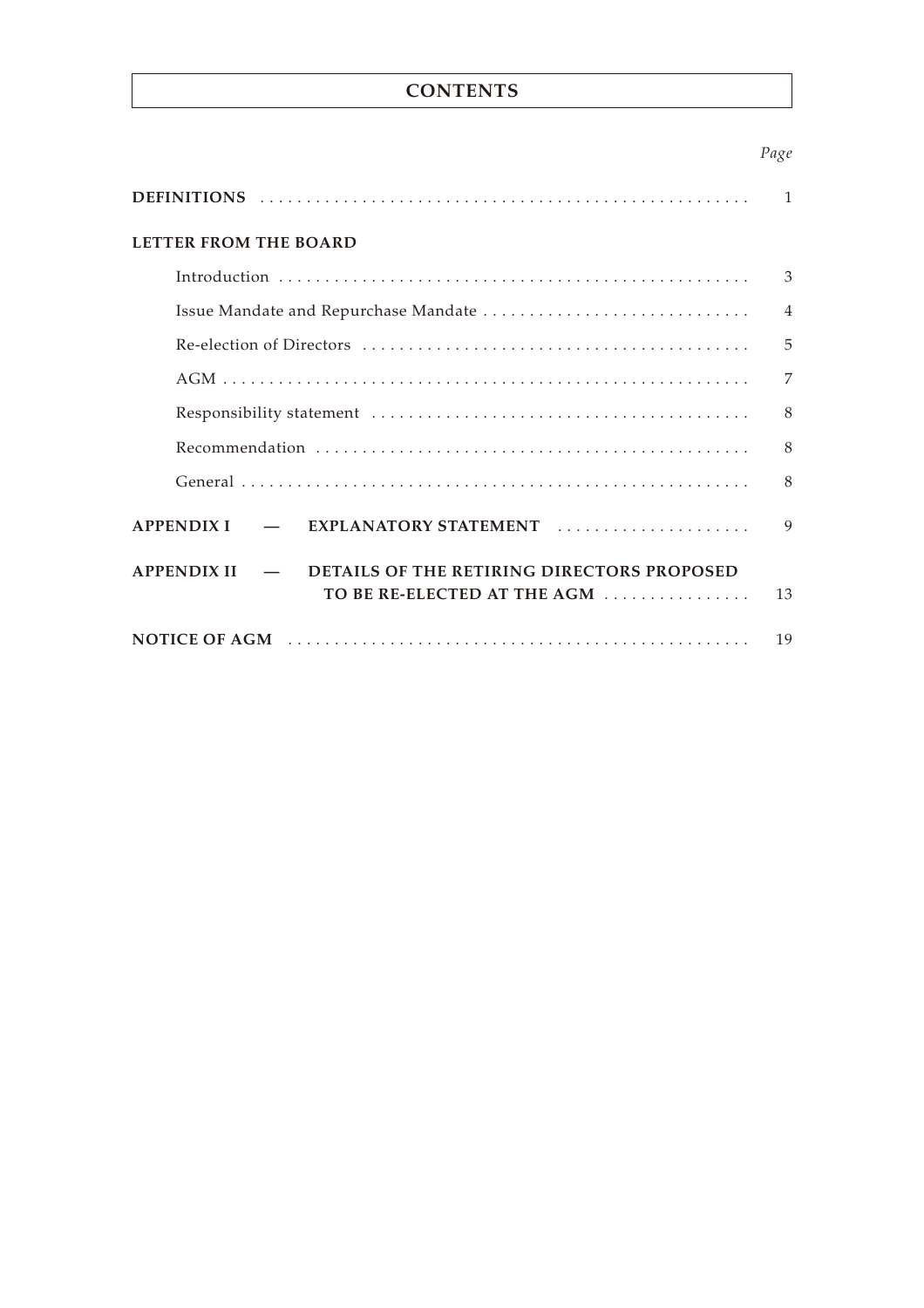# CONTENTS

| | *Page* |
|---|---|
| **DEFINITIONS** | 1 |
| **LETTER FROM THE BOARD** | |
| Introduction | 3 |
| Issue Mandate and Repurchase Mandate | 4 |
| Re-election of Directors | 5 |
| AGM | 7 |
| Responsibility statement | 8 |
| Recommendation | 8 |
| General | 8 |
| **APPENDIX I — EXPLANATORY STATEMENT** | 9 |
| **APPENDIX II — DETAILS OF THE RETIRING DIRECTORS PROPOSED TO BE RE-ELECTED AT THE AGM** | 13 |
| **NOTICE OF AGM** | 19 |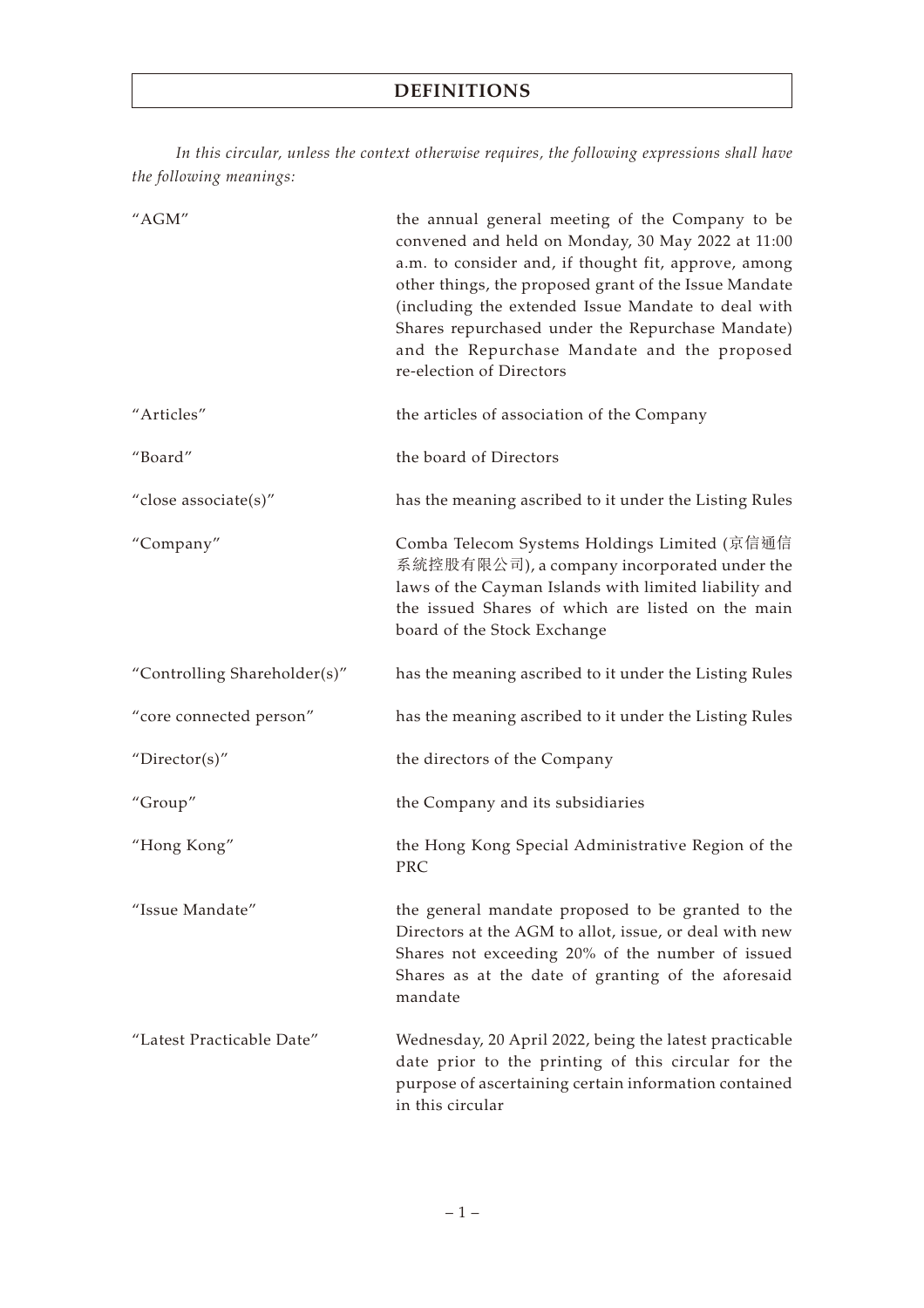# DEFINITIONS

*In this circular, unless the context otherwise requires, the following expressions shall have the following meanings:*

| | |
|---|---|
| "AGM" | the annual general meeting of the Company to be convened and held on Monday, 30 May 2022 at 11:00 a.m. to consider and, if thought fit, approve, among other things, the proposed grant of the Issue Mandate (including the extended Issue Mandate to deal with Shares repurchased under the Repurchase Mandate) and the Repurchase Mandate and the proposed re-election of Directors |
| "Articles" | the articles of association of the Company |
| "Board" | the board of Directors |
| "close associate(s)" | has the meaning ascribed to it under the Listing Rules |
| "Company" | Comba Telecom Systems Holdings Limited (京信通信系統控股有限公司), a company incorporated under the laws of the Cayman Islands with limited liability and the issued Shares of which are listed on the main board of the Stock Exchange |
| "Controlling Shareholder(s)" | has the meaning ascribed to it under the Listing Rules |
| "core connected person" | has the meaning ascribed to it under the Listing Rules |
| "Director(s)" | the directors of the Company |
| "Group" | the Company and its subsidiaries |
| "Hong Kong" | the Hong Kong Special Administrative Region of the PRC |
| "Issue Mandate" | the general mandate proposed to be granted to the Directors at the AGM to allot, issue, or deal with new Shares not exceeding 20% of the number of issued Shares as at the date of granting of the aforesaid mandate |
| "Latest Practicable Date" | Wednesday, 20 April 2022, being the latest practicable date prior to the printing of this circular for the purpose of ascertaining certain information contained in this circular |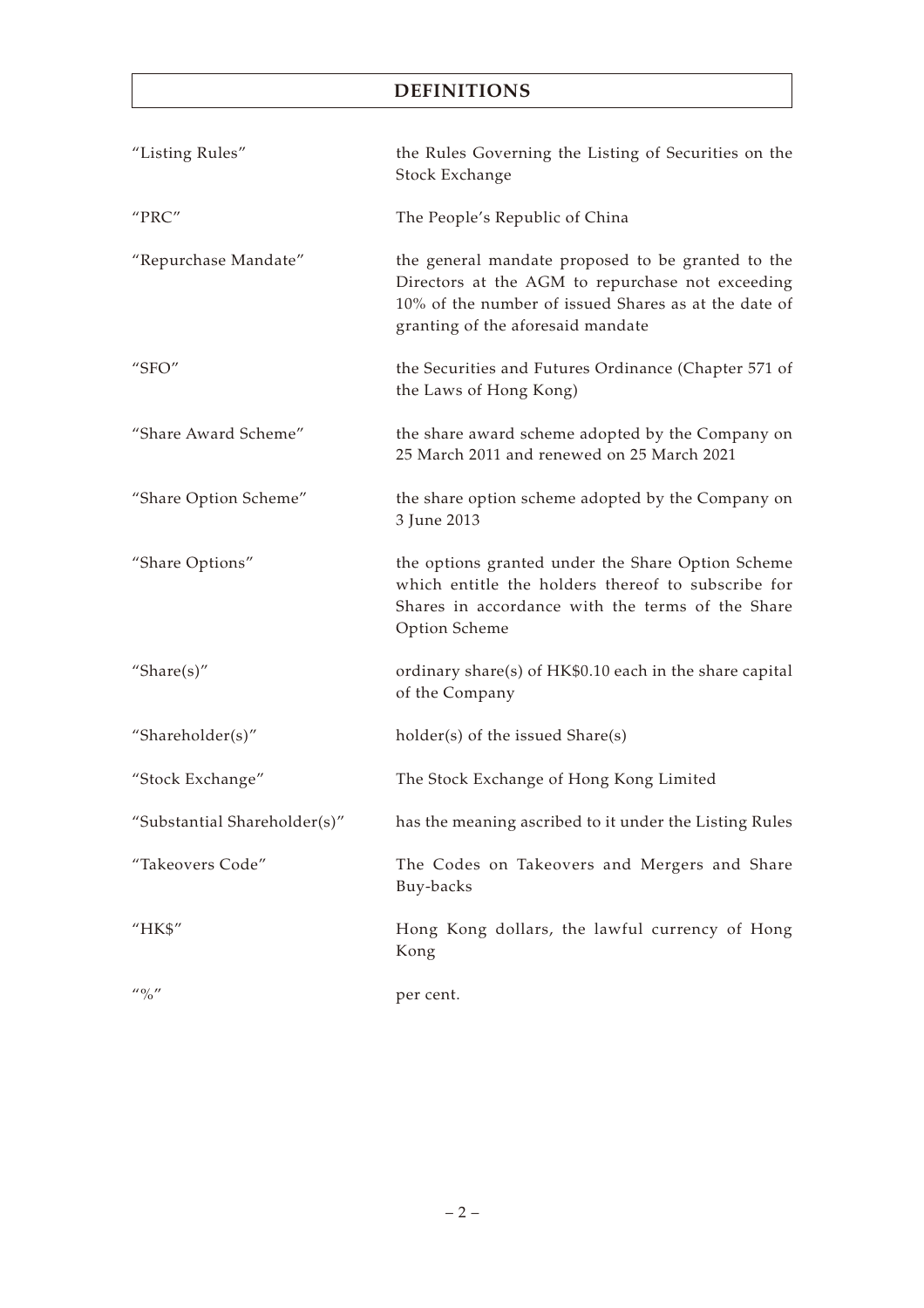# DEFINITIONS

| | |
|---|---|
| "Listing Rules" | the Rules Governing the Listing of Securities on the Stock Exchange |
| "PRC" | The People's Republic of China |
| "Repurchase Mandate" | the general mandate proposed to be granted to the Directors at the AGM to repurchase not exceeding 10% of the number of issued Shares as at the date of granting of the aforesaid mandate |
| "SFO" | the Securities and Futures Ordinance (Chapter 571 of the Laws of Hong Kong) |
| "Share Award Scheme" | the share award scheme adopted by the Company on 25 March 2011 and renewed on 25 March 2021 |
| "Share Option Scheme" | the share option scheme adopted by the Company on 3 June 2013 |
| "Share Options" | the options granted under the Share Option Scheme which entitle the holders thereof to subscribe for Shares in accordance with the terms of the Share Option Scheme |
| "Share(s)" | ordinary share(s) of HK$0.10 each in the share capital of the Company |
| "Shareholder(s)" | holder(s) of the issued Share(s) |
| "Stock Exchange" | The Stock Exchange of Hong Kong Limited |
| "Substantial Shareholder(s)" | has the meaning ascribed to it under the Listing Rules |
| "Takeovers Code" | The Codes on Takeovers and Mergers and Share Buy-backs |
| "HK$" | Hong Kong dollars, the lawful currency of Hong Kong |
| "%" | per cent. |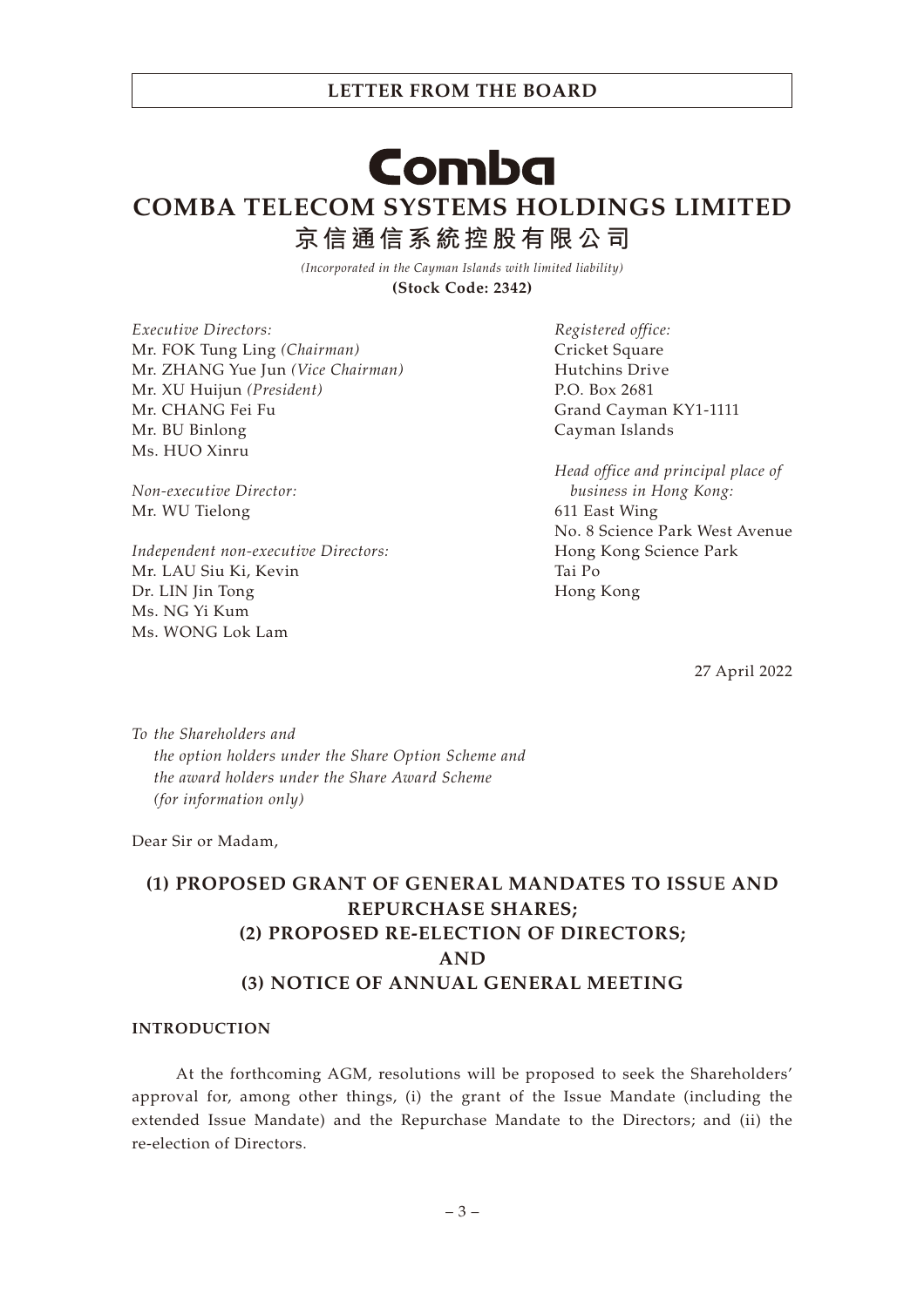# LETTER FROM THE BOARD

Comba

# COMBA TELECOM SYSTEMS HOLDINGS LIMITED

# 京信通信系統控股有限公司

*(Incorporated in the Cayman Islands with limited liability)*

**(Stock Code: 2342)**

*Executive Directors:*
Mr. FOK Tung Ling *(Chairman)*
Mr. ZHANG Yue Jun *(Vice Chairman)*
Mr. XU Huijun *(President)*
Mr. CHANG Fei Fu
Mr. BU Binlong
Ms. HUO Xinru

*Non-executive Director:*
Mr. WU Tielong

*Independent non-executive Directors:*
Mr. LAU Siu Ki, Kevin
Dr. LIN Jin Tong
Ms. NG Yi Kum
Ms. WONG Lok Lam

*Registered office:*
Cricket Square
Hutchins Drive
P.O. Box 2681
Grand Cayman KY1-1111
Cayman Islands

*Head office and principal place of business in Hong Kong:*
611 East Wing
No. 8 Science Park West Avenue
Hong Kong Science Park
Tai Po
Hong Kong

27 April 2022

*To the Shareholders and*
*the option holders under the Share Option Scheme and*
*the award holders under the Share Award Scheme*
*(for information only)*

Dear Sir or Madam,

## (1) PROPOSED GRANT OF GENERAL MANDATES TO ISSUE AND REPURCHASE SHARES; (2) PROPOSED RE-ELECTION OF DIRECTORS; AND (3) NOTICE OF ANNUAL GENERAL MEETING

### INTRODUCTION

At the forthcoming AGM, resolutions will be proposed to seek the Shareholders' approval for, among other things, (i) the grant of the Issue Mandate (including the extended Issue Mandate) and the Repurchase Mandate to the Directors; and (ii) the re-election of Directors.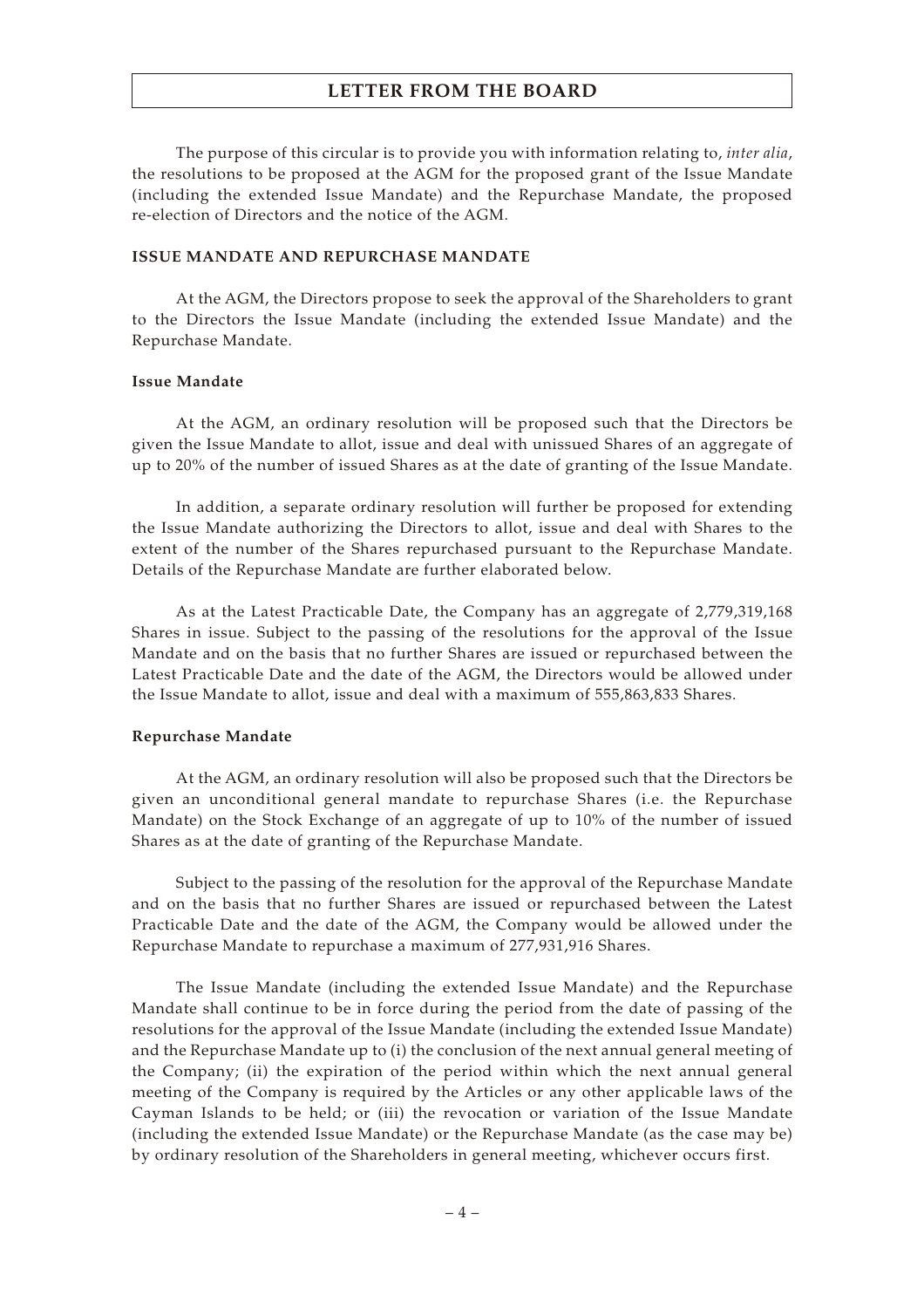# LETTER FROM THE BOARD

The purpose of this circular is to provide you with information relating to, *inter alia*, the resolutions to be proposed at the AGM for the proposed grant of the Issue Mandate (including the extended Issue Mandate) and the Repurchase Mandate, the proposed re-election of Directors and the notice of the AGM.

## ISSUE MANDATE AND REPURCHASE MANDATE

At the AGM, the Directors propose to seek the approval of the Shareholders to grant to the Directors the Issue Mandate (including the extended Issue Mandate) and the Repurchase Mandate.

### Issue Mandate

At the AGM, an ordinary resolution will be proposed such that the Directors be given the Issue Mandate to allot, issue and deal with unissued Shares of an aggregate of up to 20% of the number of issued Shares as at the date of granting of the Issue Mandate.

In addition, a separate ordinary resolution will further be proposed for extending the Issue Mandate authorizing the Directors to allot, issue and deal with Shares to the extent of the number of the Shares repurchased pursuant to the Repurchase Mandate. Details of the Repurchase Mandate are further elaborated below.

As at the Latest Practicable Date, the Company has an aggregate of 2,779,319,168 Shares in issue. Subject to the passing of the resolutions for the approval of the Issue Mandate and on the basis that no further Shares are issued or repurchased between the Latest Practicable Date and the date of the AGM, the Directors would be allowed under the Issue Mandate to allot, issue and deal with a maximum of 555,863,833 Shares.

### Repurchase Mandate

At the AGM, an ordinary resolution will also be proposed such that the Directors be given an unconditional general mandate to repurchase Shares (i.e. the Repurchase Mandate) on the Stock Exchange of an aggregate of up to 10% of the number of issued Shares as at the date of granting of the Repurchase Mandate.

Subject to the passing of the resolution for the approval of the Repurchase Mandate and on the basis that no further Shares are issued or repurchased between the Latest Practicable Date and the date of the AGM, the Company would be allowed under the Repurchase Mandate to repurchase a maximum of 277,931,916 Shares.

The Issue Mandate (including the extended Issue Mandate) and the Repurchase Mandate shall continue to be in force during the period from the date of passing of the resolutions for the approval of the Issue Mandate (including the extended Issue Mandate) and the Repurchase Mandate up to (i) the conclusion of the next annual general meeting of the Company; (ii) the expiration of the period within which the next annual general meeting of the Company is required by the Articles or any other applicable laws of the Cayman Islands to be held; or (iii) the revocation or variation of the Issue Mandate (including the extended Issue Mandate) or the Repurchase Mandate (as the case may be) by ordinary resolution of the Shareholders in general meeting, whichever occurs first.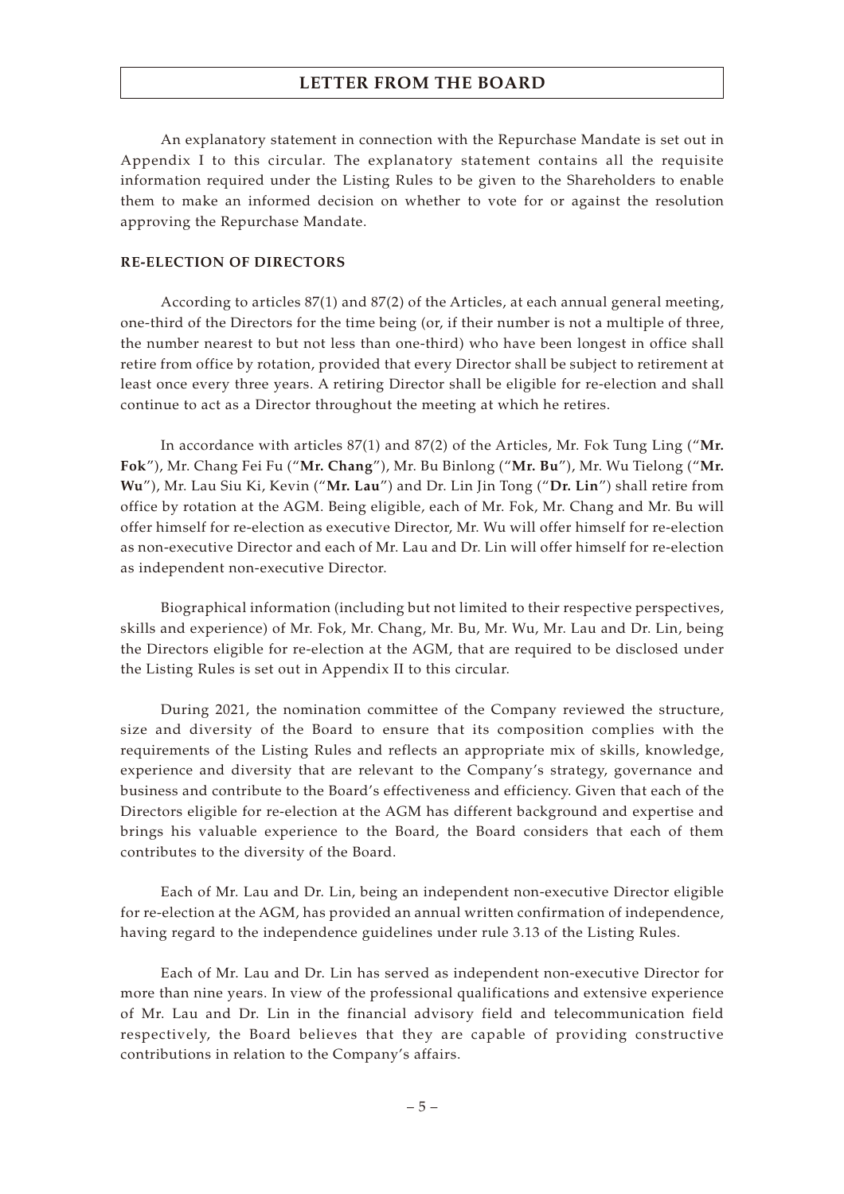# LETTER FROM THE BOARD

An explanatory statement in connection with the Repurchase Mandate is set out in Appendix I to this circular. The explanatory statement contains all the requisite information required under the Listing Rules to be given to the Shareholders to enable them to make an informed decision on whether to vote for or against the resolution approving the Repurchase Mandate.

## RE-ELECTION OF DIRECTORS

According to articles 87(1) and 87(2) of the Articles, at each annual general meeting, one-third of the Directors for the time being (or, if their number is not a multiple of three, the number nearest to but not less than one-third) who have been longest in office shall retire from office by rotation, provided that every Director shall be subject to retirement at least once every three years. A retiring Director shall be eligible for re-election and shall continue to act as a Director throughout the meeting at which he retires.

In accordance with articles 87(1) and 87(2) of the Articles, Mr. Fok Tung Ling ("**Mr. Fok**"), Mr. Chang Fei Fu ("**Mr. Chang**"), Mr. Bu Binlong ("**Mr. Bu**"), Mr. Wu Tielong ("**Mr. Wu**"), Mr. Lau Siu Ki, Kevin ("**Mr. Lau**") and Dr. Lin Jin Tong ("**Dr. Lin**") shall retire from office by rotation at the AGM. Being eligible, each of Mr. Fok, Mr. Chang and Mr. Bu will offer himself for re-election as executive Director, Mr. Wu will offer himself for re-election as non-executive Director and each of Mr. Lau and Dr. Lin will offer himself for re-election as independent non-executive Director.

Biographical information (including but not limited to their respective perspectives, skills and experience) of Mr. Fok, Mr. Chang, Mr. Bu, Mr. Wu, Mr. Lau and Dr. Lin, being the Directors eligible for re-election at the AGM, that are required to be disclosed under the Listing Rules is set out in Appendix II to this circular.

During 2021, the nomination committee of the Company reviewed the structure, size and diversity of the Board to ensure that its composition complies with the requirements of the Listing Rules and reflects an appropriate mix of skills, knowledge, experience and diversity that are relevant to the Company's strategy, governance and business and contribute to the Board's effectiveness and efficiency. Given that each of the Directors eligible for re-election at the AGM has different background and expertise and brings his valuable experience to the Board, the Board considers that each of them contributes to the diversity of the Board.

Each of Mr. Lau and Dr. Lin, being an independent non-executive Director eligible for re-election at the AGM, has provided an annual written confirmation of independence, having regard to the independence guidelines under rule 3.13 of the Listing Rules.

Each of Mr. Lau and Dr. Lin has served as independent non-executive Director for more than nine years. In view of the professional qualifications and extensive experience of Mr. Lau and Dr. Lin in the financial advisory field and telecommunication field respectively, the Board believes that they are capable of providing constructive contributions in relation to the Company's affairs.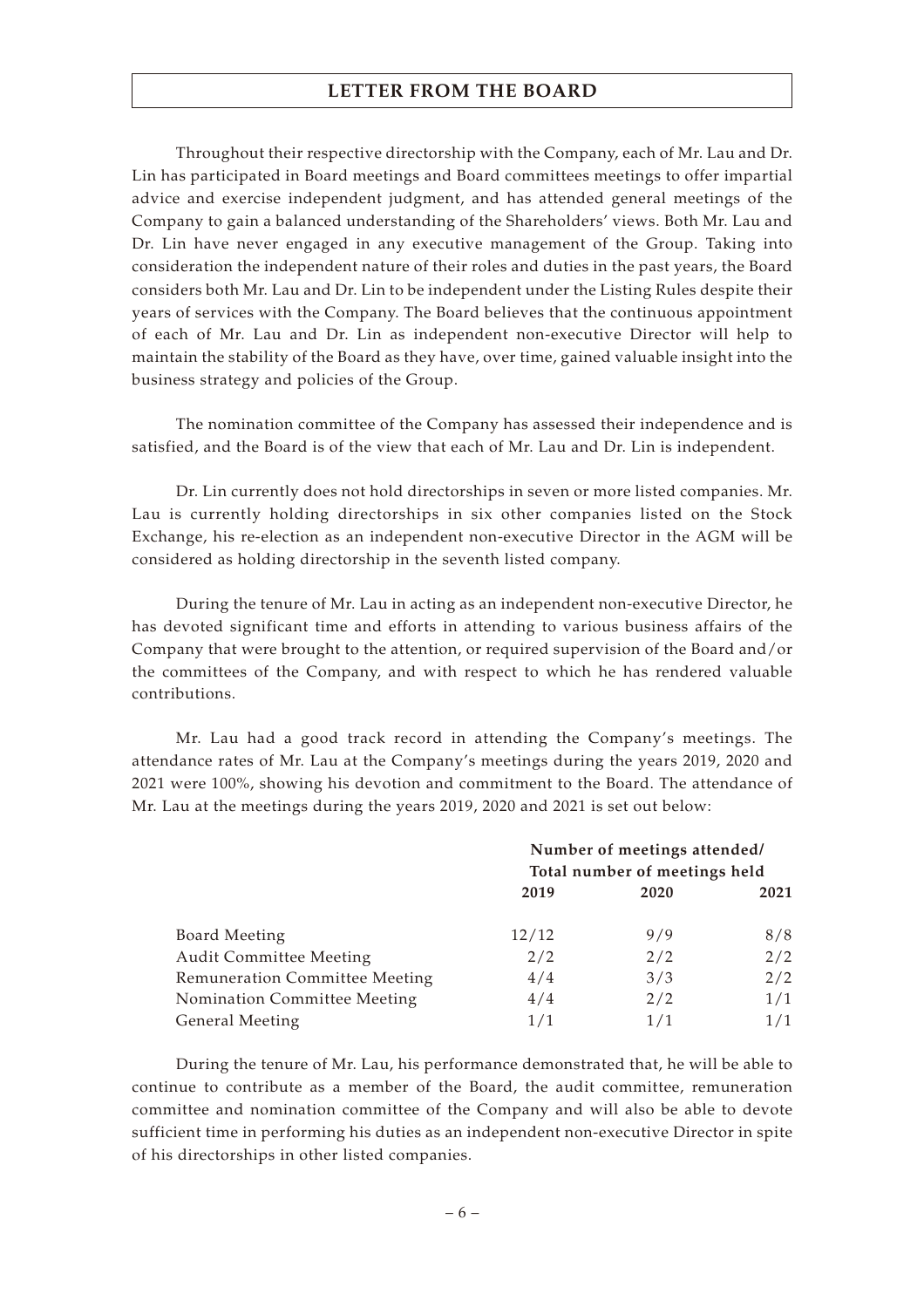## LETTER FROM THE BOARD

Throughout their respective directorship with the Company, each of Mr. Lau and Dr. Lin has participated in Board meetings and Board committees meetings to offer impartial advice and exercise independent judgment, and has attended general meetings of the Company to gain a balanced understanding of the Shareholders' views. Both Mr. Lau and Dr. Lin have never engaged in any executive management of the Group. Taking into consideration the independent nature of their roles and duties in the past years, the Board considers both Mr. Lau and Dr. Lin to be independent under the Listing Rules despite their years of services with the Company. The Board believes that the continuous appointment of each of Mr. Lau and Dr. Lin as independent non-executive Director will help to maintain the stability of the Board as they have, over time, gained valuable insight into the business strategy and policies of the Group.

The nomination committee of the Company has assessed their independence and is satisfied, and the Board is of the view that each of Mr. Lau and Dr. Lin is independent.

Dr. Lin currently does not hold directorships in seven or more listed companies. Mr. Lau is currently holding directorships in six other companies listed on the Stock Exchange, his re-election as an independent non-executive Director in the AGM will be considered as holding directorship in the seventh listed company.

During the tenure of Mr. Lau in acting as an independent non-executive Director, he has devoted significant time and efforts in attending to various business affairs of the Company that were brought to the attention, or required supervision of the Board and/or the committees of the Company, and with respect to which he has rendered valuable contributions.

Mr. Lau had a good track record in attending the Company's meetings. The attendance rates of Mr. Lau at the Company's meetings during the years 2019, 2020 and 2021 were 100%, showing his devotion and commitment to the Board. The attendance of Mr. Lau at the meetings during the years 2019, 2020 and 2021 is set out below:

| | **Number of meetings attended/ Total number of meetings held** | | |
|---|---|---|---|
| | **2019** | **2020** | **2021** |
| Board Meeting | 12/12 | 9/9 | 8/8 |
| Audit Committee Meeting | 2/2 | 2/2 | 2/2 |
| Remuneration Committee Meeting | 4/4 | 3/3 | 2/2 |
| Nomination Committee Meeting | 4/4 | 2/2 | 1/1 |
| General Meeting | 1/1 | 1/1 | 1/1 |

During the tenure of Mr. Lau, his performance demonstrated that, he will be able to continue to contribute as a member of the Board, the audit committee, remuneration committee and nomination committee of the Company and will also be able to devote sufficient time in performing his duties as an independent non-executive Director in spite of his directorships in other listed companies.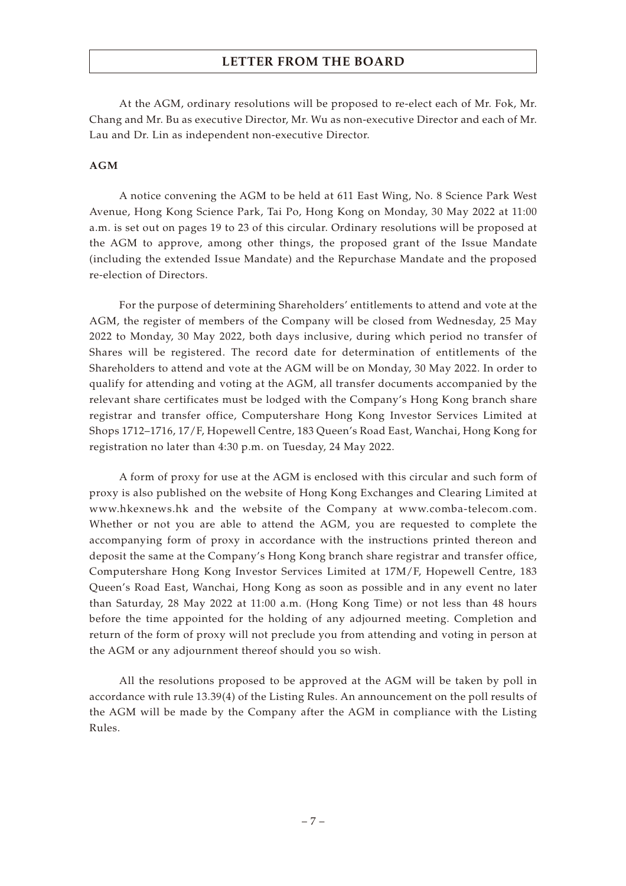At the AGM, ordinary resolutions will be proposed to re-elect each of Mr. Fok, Mr. Chang and Mr. Bu as executive Director, Mr. Wu as non-executive Director and each of Mr. Lau and Dr. Lin as independent non-executive Director.

## AGM

A notice convening the AGM to be held at 611 East Wing, No. 8 Science Park West Avenue, Hong Kong Science Park, Tai Po, Hong Kong on Monday, 30 May 2022 at 11:00 a.m. is set out on pages 19 to 23 of this circular. Ordinary resolutions will be proposed at the AGM to approve, among other things, the proposed grant of the Issue Mandate (including the extended Issue Mandate) and the Repurchase Mandate and the proposed re-election of Directors.

For the purpose of determining Shareholders' entitlements to attend and vote at the AGM, the register of members of the Company will be closed from Wednesday, 25 May 2022 to Monday, 30 May 2022, both days inclusive, during which period no transfer of Shares will be registered. The record date for determination of entitlements of the Shareholders to attend and vote at the AGM will be on Monday, 30 May 2022. In order to qualify for attending and voting at the AGM, all transfer documents accompanied by the relevant share certificates must be lodged with the Company's Hong Kong branch share registrar and transfer office, Computershare Hong Kong Investor Services Limited at Shops 1712–1716, 17/F, Hopewell Centre, 183 Queen's Road East, Wanchai, Hong Kong for registration no later than 4:30 p.m. on Tuesday, 24 May 2022.

A form of proxy for use at the AGM is enclosed with this circular and such form of proxy is also published on the website of Hong Kong Exchanges and Clearing Limited at www.hkexnews.hk and the website of the Company at www.comba-telecom.com. Whether or not you are able to attend the AGM, you are requested to complete the accompanying form of proxy in accordance with the instructions printed thereon and deposit the same at the Company's Hong Kong branch share registrar and transfer office, Computershare Hong Kong Investor Services Limited at 17M/F, Hopewell Centre, 183 Queen's Road East, Wanchai, Hong Kong as soon as possible and in any event no later than Saturday, 28 May 2022 at 11:00 a.m. (Hong Kong Time) or not less than 48 hours before the time appointed for the holding of any adjourned meeting. Completion and return of the form of proxy will not preclude you from attending and voting in person at the AGM or any adjournment thereof should you so wish.

All the resolutions proposed to be approved at the AGM will be taken by poll in accordance with rule 13.39(4) of the Listing Rules. An announcement on the poll results of the AGM will be made by the Company after the AGM in compliance with the Listing Rules.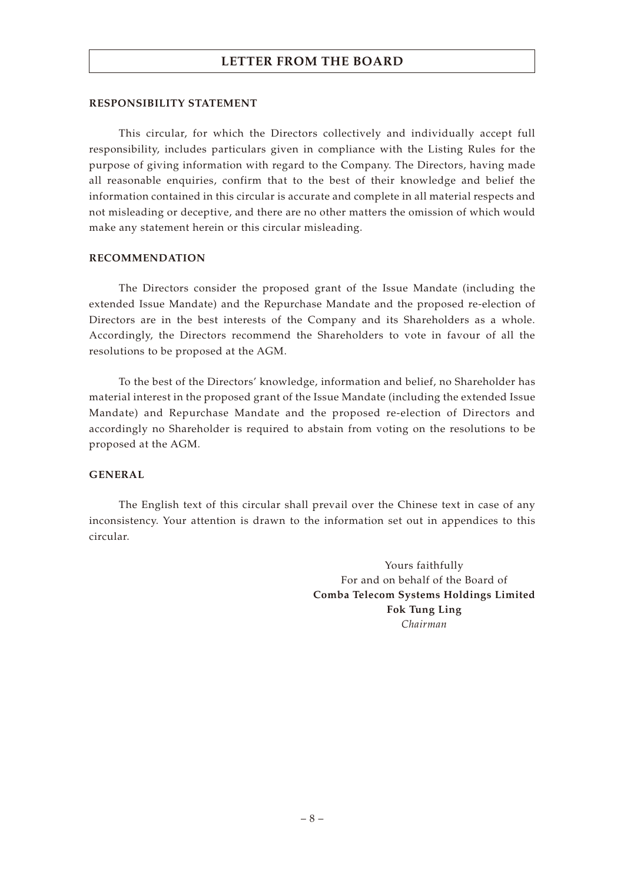## RESPONSIBILITY STATEMENT

This circular, for which the Directors collectively and individually accept full responsibility, includes particulars given in compliance with the Listing Rules for the purpose of giving information with regard to the Company. The Directors, having made all reasonable enquiries, confirm that to the best of their knowledge and belief the information contained in this circular is accurate and complete in all material respects and not misleading or deceptive, and there are no other matters the omission of which would make any statement herein or this circular misleading.

## RECOMMENDATION

The Directors consider the proposed grant of the Issue Mandate (including the extended Issue Mandate) and the Repurchase Mandate and the proposed re-election of Directors are in the best interests of the Company and its Shareholders as a whole. Accordingly, the Directors recommend the Shareholders to vote in favour of all the resolutions to be proposed at the AGM.

To the best of the Directors' knowledge, information and belief, no Shareholder has material interest in the proposed grant of the Issue Mandate (including the extended Issue Mandate) and Repurchase Mandate and the proposed re-election of Directors and accordingly no Shareholder is required to abstain from voting on the resolutions to be proposed at the AGM.

## GENERAL

The English text of this circular shall prevail over the Chinese text in case of any inconsistency. Your attention is drawn to the information set out in appendices to this circular.

Yours faithfully
For and on behalf of the Board of
**Comba Telecom Systems Holdings Limited**
**Fok Tung Ling**
*Chairman*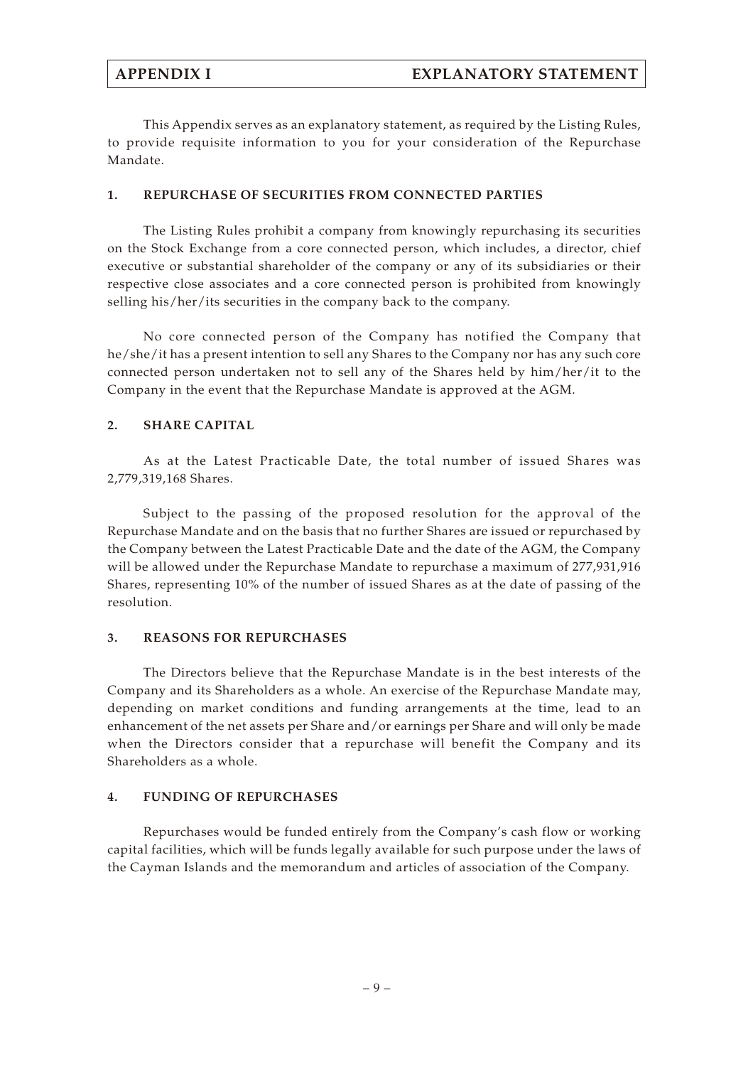# APPENDIX I EXPLANATORY STATEMENT

This Appendix serves as an explanatory statement, as required by the Listing Rules, to provide requisite information to you for your consideration of the Repurchase Mandate.

## 1. REPURCHASE OF SECURITIES FROM CONNECTED PARTIES

The Listing Rules prohibit a company from knowingly repurchasing its securities on the Stock Exchange from a core connected person, which includes, a director, chief executive or substantial shareholder of the company or any of its subsidiaries or their respective close associates and a core connected person is prohibited from knowingly selling his/her/its securities in the company back to the company.

No core connected person of the Company has notified the Company that he/she/it has a present intention to sell any Shares to the Company nor has any such core connected person undertaken not to sell any of the Shares held by him/her/it to the Company in the event that the Repurchase Mandate is approved at the AGM.

## 2. SHARE CAPITAL

As at the Latest Practicable Date, the total number of issued Shares was 2,779,319,168 Shares.

Subject to the passing of the proposed resolution for the approval of the Repurchase Mandate and on the basis that no further Shares are issued or repurchased by the Company between the Latest Practicable Date and the date of the AGM, the Company will be allowed under the Repurchase Mandate to repurchase a maximum of 277,931,916 Shares, representing 10% of the number of issued Shares as at the date of passing of the resolution.

## 3. REASONS FOR REPURCHASES

The Directors believe that the Repurchase Mandate is in the best interests of the Company and its Shareholders as a whole. An exercise of the Repurchase Mandate may, depending on market conditions and funding arrangements at the time, lead to an enhancement of the net assets per Share and/or earnings per Share and will only be made when the Directors consider that a repurchase will benefit the Company and its Shareholders as a whole.

## 4. FUNDING OF REPURCHASES

Repurchases would be funded entirely from the Company's cash flow or working capital facilities, which will be funds legally available for such purpose under the laws of the Cayman Islands and the memorandum and articles of association of the Company.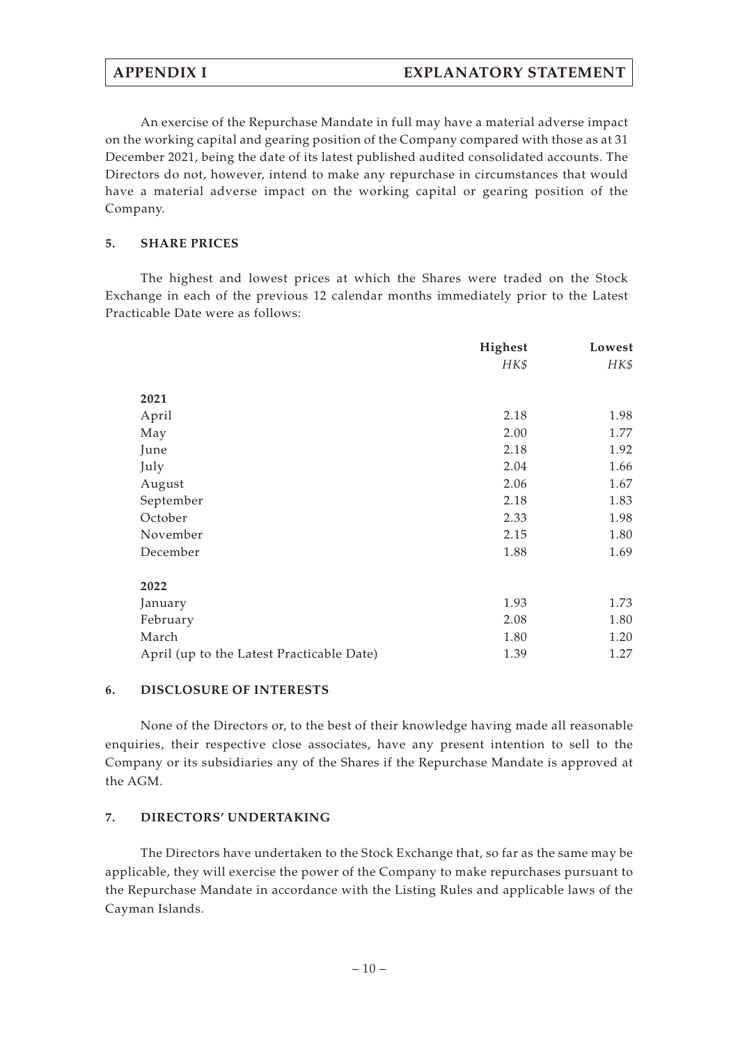An exercise of the Repurchase Mandate in full may have a material adverse impact on the working capital and gearing position of the Company compared with those as at 31 December 2021, being the date of its latest published audited consolidated accounts. The Directors do not, however, intend to make any repurchase in circumstances that would have a material adverse impact on the working capital or gearing position of the Company.

## 5. SHARE PRICES

The highest and lowest prices at which the Shares were traded on the Stock Exchange in each of the previous 12 calendar months immediately prior to the Latest Practicable Date were as follows:

| | Highest | Lowest |
|---|---|---|
| | *HK$* | *HK$* |
| **2021** | | |
| April | 2.18 | 1.98 |
| May | 2.00 | 1.77 |
| June | 2.18 | 1.92 |
| July | 2.04 | 1.66 |
| August | 2.06 | 1.67 |
| September | 2.18 | 1.83 |
| October | 2.33 | 1.98 |
| November | 2.15 | 1.80 |
| December | 1.88 | 1.69 |
| **2022** | | |
| January | 1.93 | 1.73 |
| February | 2.08 | 1.80 |
| March | 1.80 | 1.20 |
| April (up to the Latest Practicable Date) | 1.39 | 1.27 |

## 6. DISCLOSURE OF INTERESTS

None of the Directors or, to the best of their knowledge having made all reasonable enquiries, their respective close associates, have any present intention to sell to the Company or its subsidiaries any of the Shares if the Repurchase Mandate is approved at the AGM.

## 7. DIRECTORS' UNDERTAKING

The Directors have undertaken to the Stock Exchange that, so far as the same may be applicable, they will exercise the power of the Company to make repurchases pursuant to the Repurchase Mandate in accordance with the Listing Rules and applicable laws of the Cayman Islands.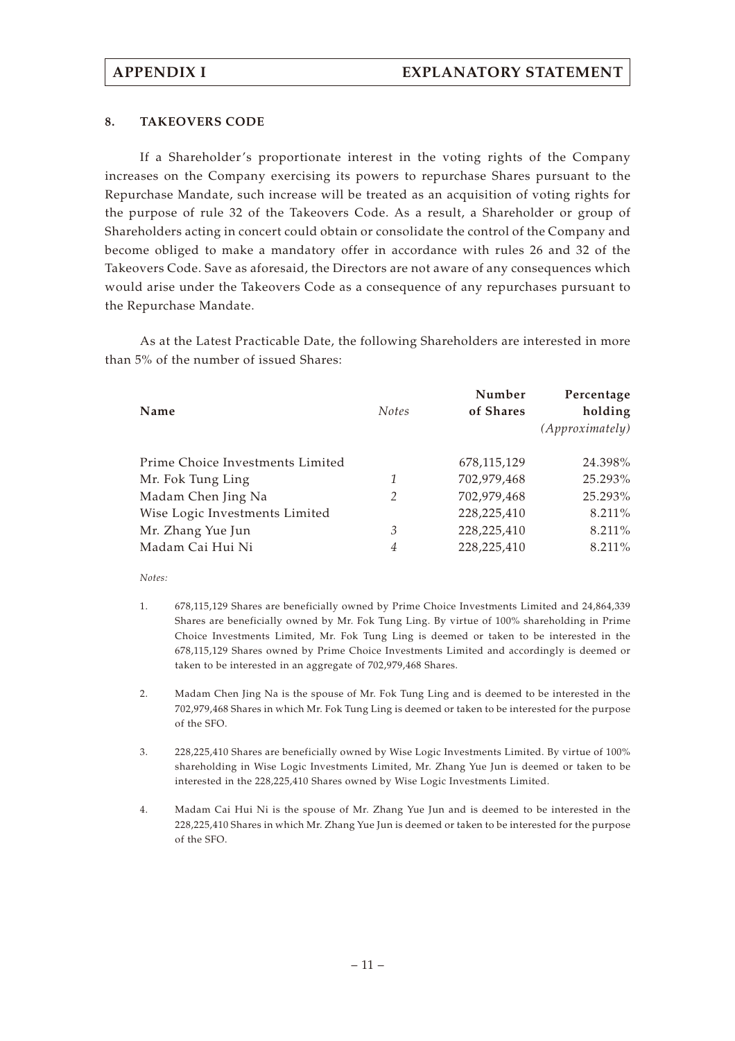## 8. TAKEOVERS CODE

If a Shareholder's proportionate interest in the voting rights of the Company increases on the Company exercising its powers to repurchase Shares pursuant to the Repurchase Mandate, such increase will be treated as an acquisition of voting rights for the purpose of rule 32 of the Takeovers Code. As a result, a Shareholder or group of Shareholders acting in concert could obtain or consolidate the control of the Company and become obliged to make a mandatory offer in accordance with rules 26 and 32 of the Takeovers Code. Save as aforesaid, the Directors are not aware of any consequences which would arise under the Takeovers Code as a consequence of any repurchases pursuant to the Repurchase Mandate.

As at the Latest Practicable Date, the following Shareholders are interested in more than 5% of the number of issued Shares:

| Name | *Notes* | Number of Shares | Percentage holding *(Approximately)* |
|---|---|---|---|
| Prime Choice Investments Limited | | 678,115,129 | 24.398% |
| Mr. Fok Tung Ling | *1* | 702,979,468 | 25.293% |
| Madam Chen Jing Na | *2* | 702,979,468 | 25.293% |
| Wise Logic Investments Limited | | 228,225,410 | 8.211% |
| Mr. Zhang Yue Jun | *3* | 228,225,410 | 8.211% |
| Madam Cai Hui Ni | *4* | 228,225,410 | 8.211% |

*Notes:*

1. 678,115,129 Shares are beneficially owned by Prime Choice Investments Limited and 24,864,339 Shares are beneficially owned by Mr. Fok Tung Ling. By virtue of 100% shareholding in Prime Choice Investments Limited, Mr. Fok Tung Ling is deemed or taken to be interested in the 678,115,129 Shares owned by Prime Choice Investments Limited and accordingly is deemed or taken to be interested in an aggregate of 702,979,468 Shares.

2. Madam Chen Jing Na is the spouse of Mr. Fok Tung Ling and is deemed to be interested in the 702,979,468 Shares in which Mr. Fok Tung Ling is deemed or taken to be interested for the purpose of the SFO.

3. 228,225,410 Shares are beneficially owned by Wise Logic Investments Limited. By virtue of 100% shareholding in Wise Logic Investments Limited, Mr. Zhang Yue Jun is deemed or taken to be interested in the 228,225,410 Shares owned by Wise Logic Investments Limited.

4. Madam Cai Hui Ni is the spouse of Mr. Zhang Yue Jun and is deemed to be interested in the 228,225,410 Shares in which Mr. Zhang Yue Jun is deemed or taken to be interested for the purpose of the SFO.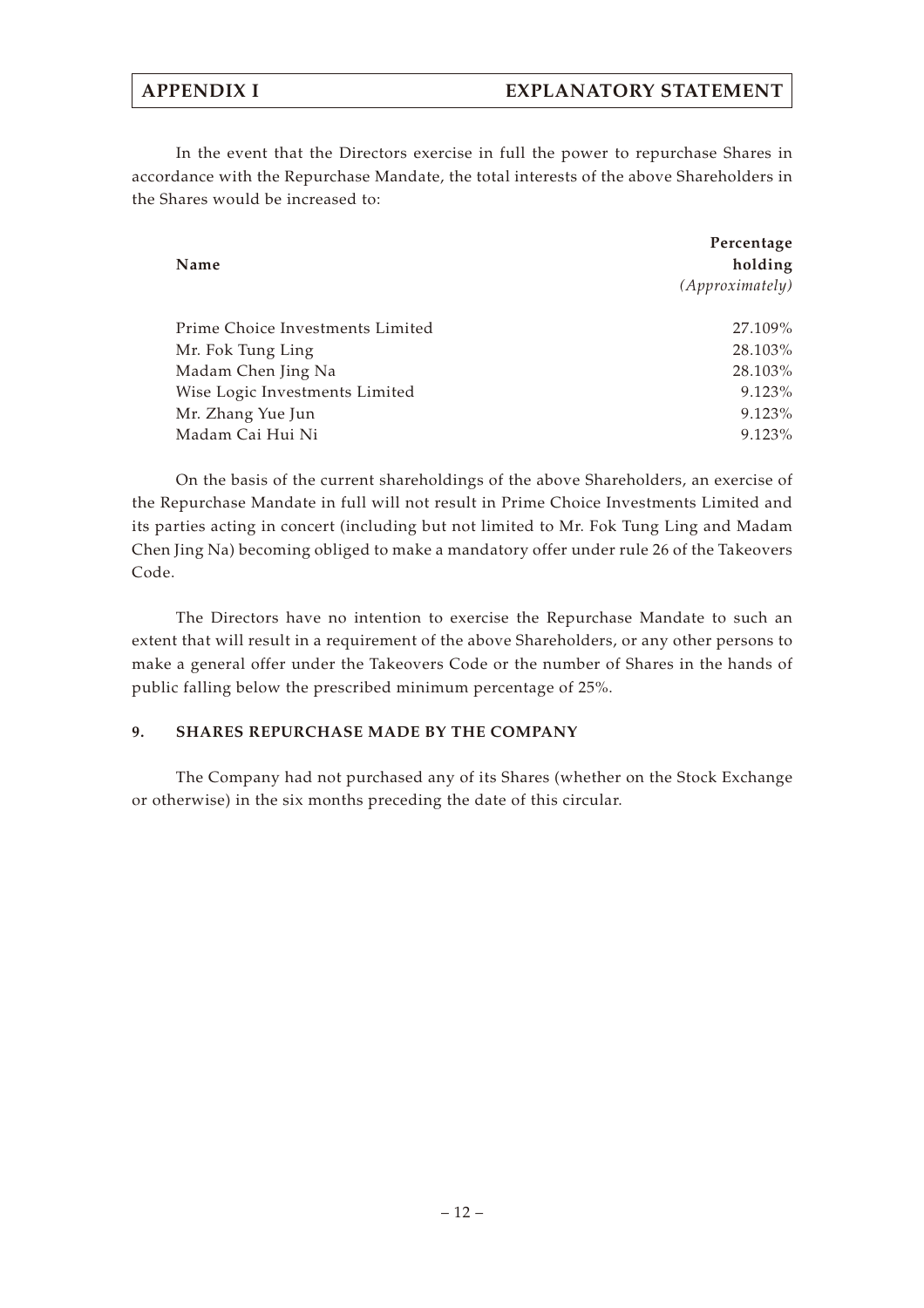In the event that the Directors exercise in full the power to repurchase Shares in accordance with the Repurchase Mandate, the total interests of the above Shareholders in the Shares would be increased to:

| Name | Percentage holding *(Approximately)* |
|---|---|
| Prime Choice Investments Limited | 27.109% |
| Mr. Fok Tung Ling | 28.103% |
| Madam Chen Jing Na | 28.103% |
| Wise Logic Investments Limited | 9.123% |
| Mr. Zhang Yue Jun | 9.123% |
| Madam Cai Hui Ni | 9.123% |

On the basis of the current shareholdings of the above Shareholders, an exercise of the Repurchase Mandate in full will not result in Prime Choice Investments Limited and its parties acting in concert (including but not limited to Mr. Fok Tung Ling and Madam Chen Jing Na) becoming obliged to make a mandatory offer under rule 26 of the Takeovers Code.

The Directors have no intention to exercise the Repurchase Mandate to such an extent that will result in a requirement of the above Shareholders, or any other persons to make a general offer under the Takeovers Code or the number of Shares in the hands of public falling below the prescribed minimum percentage of 25%.

## 9. SHARES REPURCHASE MADE BY THE COMPANY

The Company had not purchased any of its Shares (whether on the Stock Exchange or otherwise) in the six months preceding the date of this circular.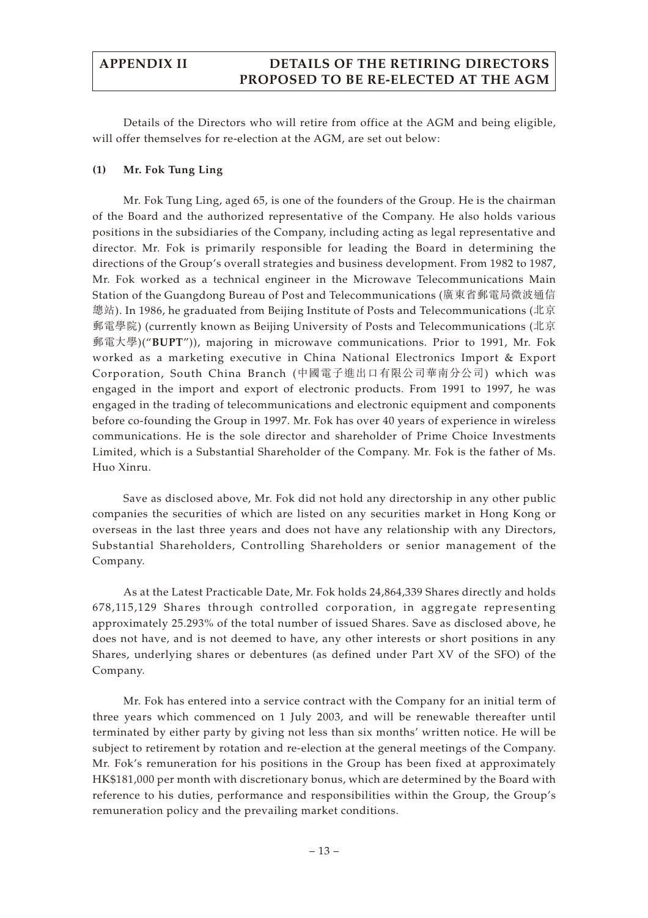# APPENDIX II DETAILS OF THE RETIRING DIRECTORS PROPOSED TO BE RE-ELECTED AT THE AGM

Details of the Directors who will retire from office at the AGM and being eligible, will offer themselves for re-election at the AGM, are set out below:

**(1) Mr. Fok Tung Ling**

Mr. Fok Tung Ling, aged 65, is one of the founders of the Group. He is the chairman of the Board and the authorized representative of the Company. He also holds various positions in the subsidiaries of the Company, including acting as legal representative and director. Mr. Fok is primarily responsible for leading the Board in determining the directions of the Group's overall strategies and business development. From 1982 to 1987, Mr. Fok worked as a technical engineer in the Microwave Telecommunications Main Station of the Guangdong Bureau of Post and Telecommunications (廣東省郵電局微波通信總站). In 1986, he graduated from Beijing Institute of Posts and Telecommunications (北京郵電學院) (currently known as Beijing University of Posts and Telecommunications (北京郵電大學)("**BUPT**")), majoring in microwave communications. Prior to 1991, Mr. Fok worked as a marketing executive in China National Electronics Import & Export Corporation, South China Branch (中國電子進出口有限公司華南分公司) which was engaged in the import and export of electronic products. From 1991 to 1997, he was engaged in the trading of telecommunications and electronic equipment and components before co-founding the Group in 1997. Mr. Fok has over 40 years of experience in wireless communications. He is the sole director and shareholder of Prime Choice Investments Limited, which is a Substantial Shareholder of the Company. Mr. Fok is the father of Ms. Huo Xinru.

Save as disclosed above, Mr. Fok did not hold any directorship in any other public companies the securities of which are listed on any securities market in Hong Kong or overseas in the last three years and does not have any relationship with any Directors, Substantial Shareholders, Controlling Shareholders or senior management of the Company.

As at the Latest Practicable Date, Mr. Fok holds 24,864,339 Shares directly and holds 678,115,129 Shares through controlled corporation, in aggregate representing approximately 25.293% of the total number of issued Shares. Save as disclosed above, he does not have, and is not deemed to have, any other interests or short positions in any Shares, underlying shares or debentures (as defined under Part XV of the SFO) of the Company.

Mr. Fok has entered into a service contract with the Company for an initial term of three years which commenced on 1 July 2003, and will be renewable thereafter until terminated by either party by giving not less than six months' written notice. He will be subject to retirement by rotation and re-election at the general meetings of the Company. Mr. Fok's remuneration for his positions in the Group has been fixed at approximately HK$181,000 per month with discretionary bonus, which are determined by the Board with reference to his duties, performance and responsibilities within the Group, the Group's remuneration policy and the prevailing market conditions.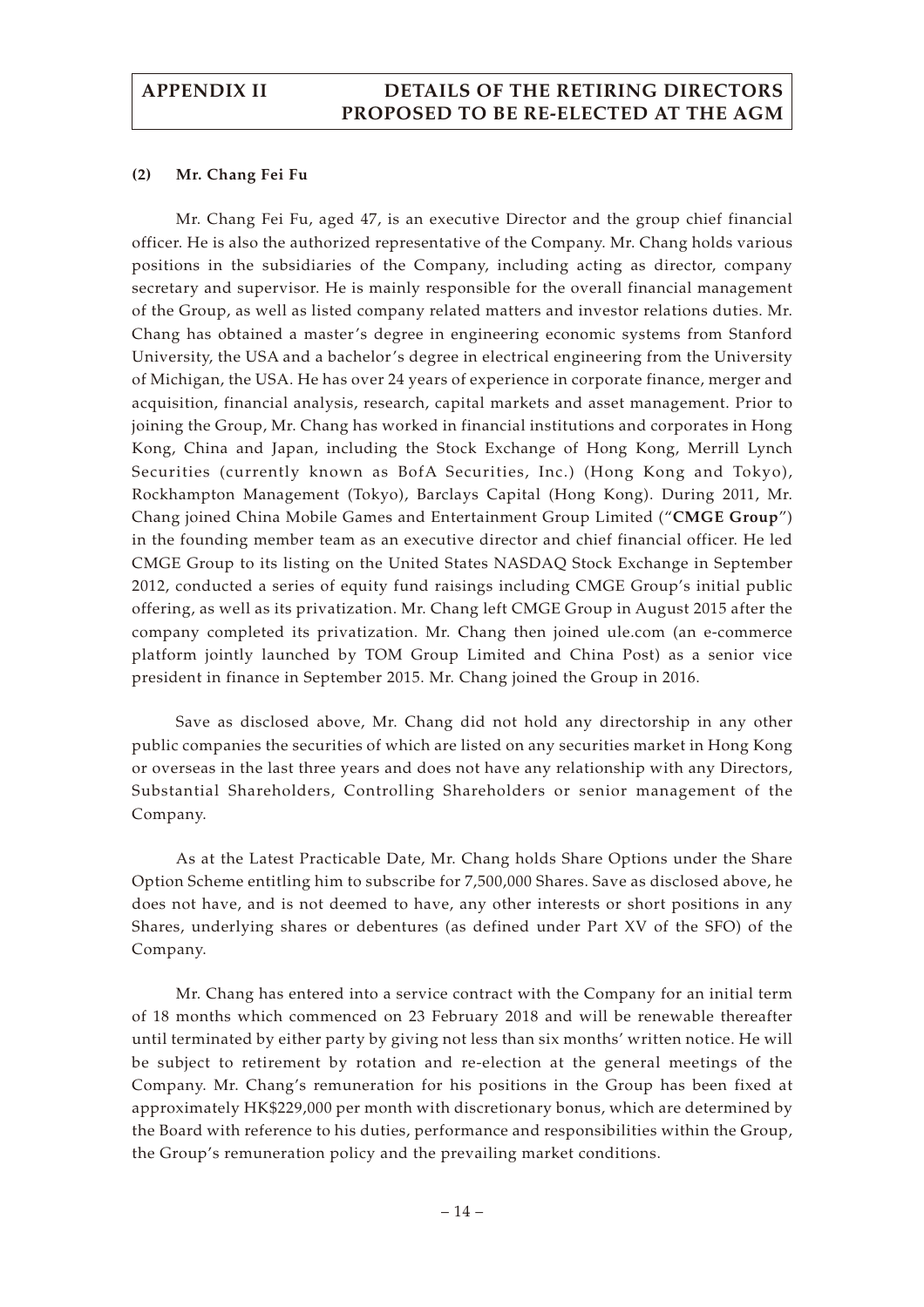#### (2) Mr. Chang Fei Fu

Mr. Chang Fei Fu, aged 47, is an executive Director and the group chief financial officer. He is also the authorized representative of the Company. Mr. Chang holds various positions in the subsidiaries of the Company, including acting as director, company secretary and supervisor. He is mainly responsible for the overall financial management of the Group, as well as listed company related matters and investor relations duties. Mr. Chang has obtained a master's degree in engineering economic systems from Stanford University, the USA and a bachelor's degree in electrical engineering from the University of Michigan, the USA. He has over 24 years of experience in corporate finance, merger and acquisition, financial analysis, research, capital markets and asset management. Prior to joining the Group, Mr. Chang has worked in financial institutions and corporates in Hong Kong, China and Japan, including the Stock Exchange of Hong Kong, Merrill Lynch Securities (currently known as BofA Securities, Inc.) (Hong Kong and Tokyo), Rockhampton Management (Tokyo), Barclays Capital (Hong Kong). During 2011, Mr. Chang joined China Mobile Games and Entertainment Group Limited ("**CMGE Group**") in the founding member team as an executive director and chief financial officer. He led CMGE Group to its listing on the United States NASDAQ Stock Exchange in September 2012, conducted a series of equity fund raisings including CMGE Group's initial public offering, as well as its privatization. Mr. Chang left CMGE Group in August 2015 after the company completed its privatization. Mr. Chang then joined ule.com (an e-commerce platform jointly launched by TOM Group Limited and China Post) as a senior vice president in finance in September 2015. Mr. Chang joined the Group in 2016.

Save as disclosed above, Mr. Chang did not hold any directorship in any other public companies the securities of which are listed on any securities market in Hong Kong or overseas in the last three years and does not have any relationship with any Directors, Substantial Shareholders, Controlling Shareholders or senior management of the Company.

As at the Latest Practicable Date, Mr. Chang holds Share Options under the Share Option Scheme entitling him to subscribe for 7,500,000 Shares. Save as disclosed above, he does not have, and is not deemed to have, any other interests or short positions in any Shares, underlying shares or debentures (as defined under Part XV of the SFO) of the Company.

Mr. Chang has entered into a service contract with the Company for an initial term of 18 months which commenced on 23 February 2018 and will be renewable thereafter until terminated by either party by giving not less than six months' written notice. He will be subject to retirement by rotation and re-election at the general meetings of the Company. Mr. Chang's remuneration for his positions in the Group has been fixed at approximately HK$229,000 per month with discretionary bonus, which are determined by the Board with reference to his duties, performance and responsibilities within the Group, the Group's remuneration policy and the prevailing market conditions.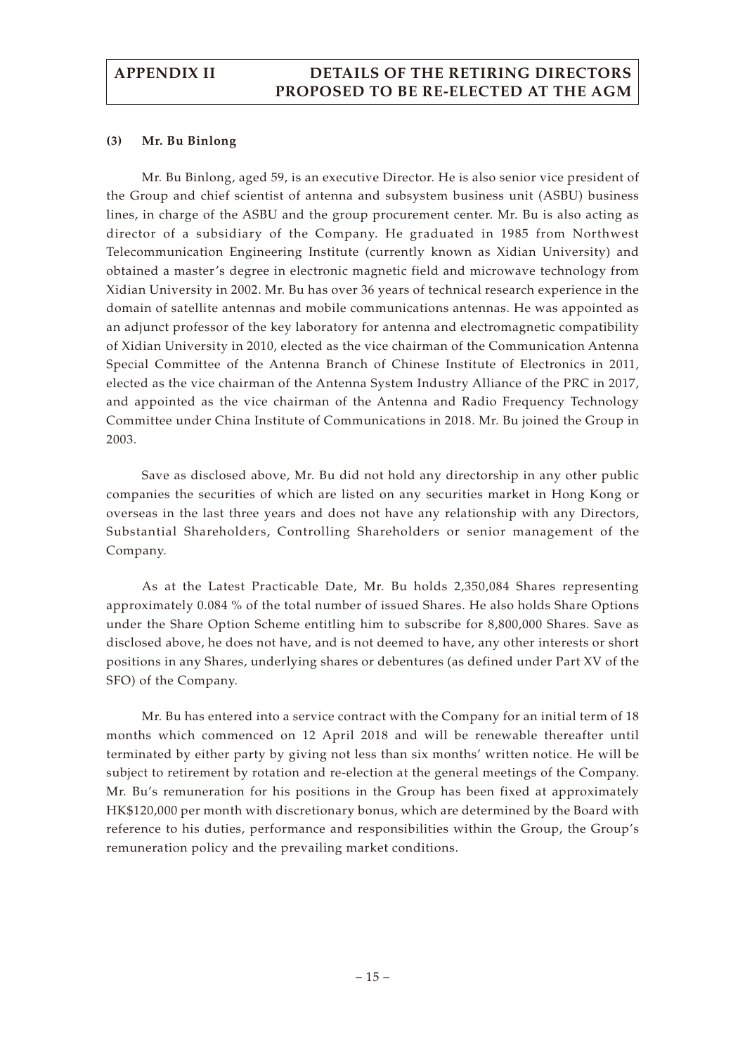### (3) Mr. Bu Binlong

Mr. Bu Binlong, aged 59, is an executive Director. He is also senior vice president of the Group and chief scientist of antenna and subsystem business unit (ASBU) business lines, in charge of the ASBU and the group procurement center. Mr. Bu is also acting as director of a subsidiary of the Company. He graduated in 1985 from Northwest Telecommunication Engineering Institute (currently known as Xidian University) and obtained a master's degree in electronic magnetic field and microwave technology from Xidian University in 2002. Mr. Bu has over 36 years of technical research experience in the domain of satellite antennas and mobile communications antennas. He was appointed as an adjunct professor of the key laboratory for antenna and electromagnetic compatibility of Xidian University in 2010, elected as the vice chairman of the Communication Antenna Special Committee of the Antenna Branch of Chinese Institute of Electronics in 2011, elected as the vice chairman of the Antenna System Industry Alliance of the PRC in 2017, and appointed as the vice chairman of the Antenna and Radio Frequency Technology Committee under China Institute of Communications in 2018. Mr. Bu joined the Group in 2003.

Save as disclosed above, Mr. Bu did not hold any directorship in any other public companies the securities of which are listed on any securities market in Hong Kong or overseas in the last three years and does not have any relationship with any Directors, Substantial Shareholders, Controlling Shareholders or senior management of the Company.

As at the Latest Practicable Date, Mr. Bu holds 2,350,084 Shares representing approximately 0.084 % of the total number of issued Shares. He also holds Share Options under the Share Option Scheme entitling him to subscribe for 8,800,000 Shares. Save as disclosed above, he does not have, and is not deemed to have, any other interests or short positions in any Shares, underlying shares or debentures (as defined under Part XV of the SFO) of the Company.

Mr. Bu has entered into a service contract with the Company for an initial term of 18 months which commenced on 12 April 2018 and will be renewable thereafter until terminated by either party by giving not less than six months' written notice. He will be subject to retirement by rotation and re-election at the general meetings of the Company. Mr. Bu's remuneration for his positions in the Group has been fixed at approximately HK$120,000 per month with discretionary bonus, which are determined by the Board with reference to his duties, performance and responsibilities within the Group, the Group's remuneration policy and the prevailing market conditions.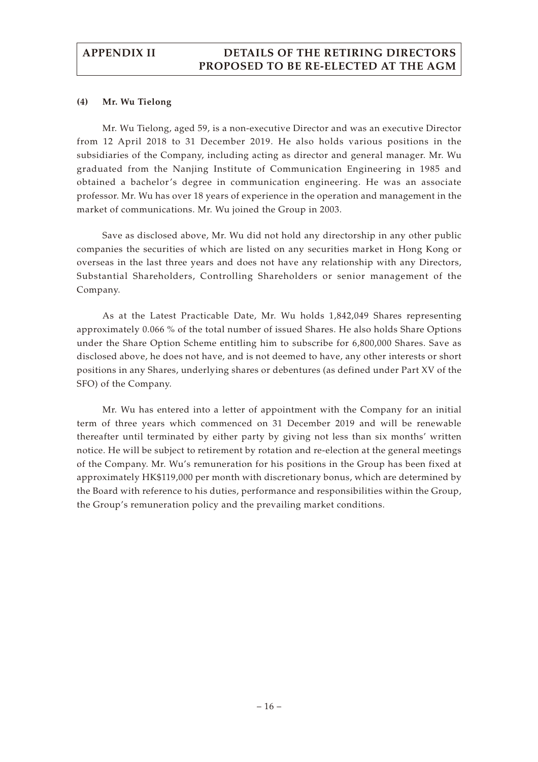#### (4) Mr. Wu Tielong

Mr. Wu Tielong, aged 59, is a non-executive Director and was an executive Director from 12 April 2018 to 31 December 2019. He also holds various positions in the subsidiaries of the Company, including acting as director and general manager. Mr. Wu graduated from the Nanjing Institute of Communication Engineering in 1985 and obtained a bachelor's degree in communication engineering. He was an associate professor. Mr. Wu has over 18 years of experience in the operation and management in the market of communications. Mr. Wu joined the Group in 2003.

Save as disclosed above, Mr. Wu did not hold any directorship in any other public companies the securities of which are listed on any securities market in Hong Kong or overseas in the last three years and does not have any relationship with any Directors, Substantial Shareholders, Controlling Shareholders or senior management of the Company.

As at the Latest Practicable Date, Mr. Wu holds 1,842,049 Shares representing approximately 0.066 % of the total number of issued Shares. He also holds Share Options under the Share Option Scheme entitling him to subscribe for 6,800,000 Shares. Save as disclosed above, he does not have, and is not deemed to have, any other interests or short positions in any Shares, underlying shares or debentures (as defined under Part XV of the SFO) of the Company.

Mr. Wu has entered into a letter of appointment with the Company for an initial term of three years which commenced on 31 December 2019 and will be renewable thereafter until terminated by either party by giving not less than six months' written notice. He will be subject to retirement by rotation and re-election at the general meetings of the Company. Mr. Wu's remuneration for his positions in the Group has been fixed at approximately HK$119,000 per month with discretionary bonus, which are determined by the Board with reference to his duties, performance and responsibilities within the Group, the Group's remuneration policy and the prevailing market conditions.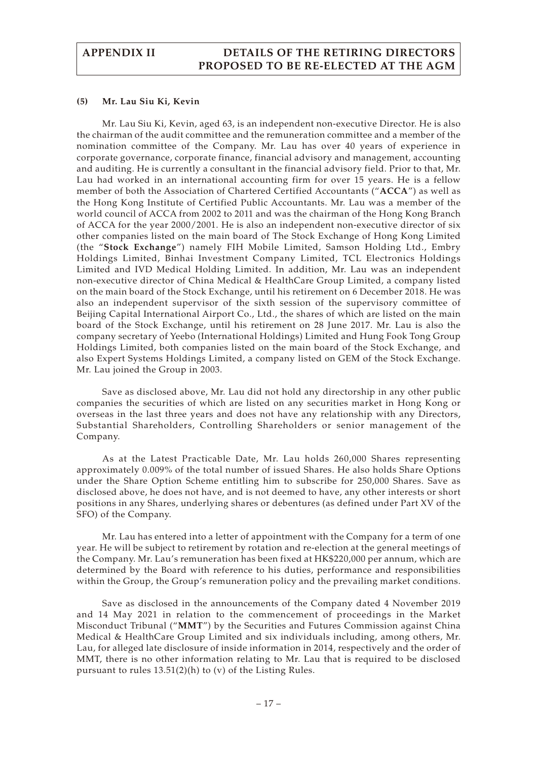#### (5) Mr. Lau Siu Ki, Kevin

Mr. Lau Siu Ki, Kevin, aged 63, is an independent non-executive Director. He is also the chairman of the audit committee and the remuneration committee and a member of the nomination committee of the Company. Mr. Lau has over 40 years of experience in corporate governance, corporate finance, financial advisory and management, accounting and auditing. He is currently a consultant in the financial advisory field. Prior to that, Mr. Lau had worked in an international accounting firm for over 15 years. He is a fellow member of both the Association of Chartered Certified Accountants ("**ACCA**") as well as the Hong Kong Institute of Certified Public Accountants. Mr. Lau was a member of the world council of ACCA from 2002 to 2011 and was the chairman of the Hong Kong Branch of ACCA for the year 2000/2001. He is also an independent non-executive director of six other companies listed on the main board of The Stock Exchange of Hong Kong Limited (the "**Stock Exchange**") namely FIH Mobile Limited, Samson Holding Ltd., Embry Holdings Limited, Binhai Investment Company Limited, TCL Electronics Holdings Limited and IVD Medical Holding Limited. In addition, Mr. Lau was an independent non-executive director of China Medical & HealthCare Group Limited, a company listed on the main board of the Stock Exchange, until his retirement on 6 December 2018. He was also an independent supervisor of the sixth session of the supervisory committee of Beijing Capital International Airport Co., Ltd., the shares of which are listed on the main board of the Stock Exchange, until his retirement on 28 June 2017. Mr. Lau is also the company secretary of Yeebo (International Holdings) Limited and Hung Fook Tong Group Holdings Limited, both companies listed on the main board of the Stock Exchange, and also Expert Systems Holdings Limited, a company listed on GEM of the Stock Exchange. Mr. Lau joined the Group in 2003.

Save as disclosed above, Mr. Lau did not hold any directorship in any other public companies the securities of which are listed on any securities market in Hong Kong or overseas in the last three years and does not have any relationship with any Directors, Substantial Shareholders, Controlling Shareholders or senior management of the Company.

As at the Latest Practicable Date, Mr. Lau holds 260,000 Shares representing approximately 0.009% of the total number of issued Shares. He also holds Share Options under the Share Option Scheme entitling him to subscribe for 250,000 Shares. Save as disclosed above, he does not have, and is not deemed to have, any other interests or short positions in any Shares, underlying shares or debentures (as defined under Part XV of the SFO) of the Company.

Mr. Lau has entered into a letter of appointment with the Company for a term of one year. He will be subject to retirement by rotation and re-election at the general meetings of the Company. Mr. Lau's remuneration has been fixed at HK$220,000 per annum, which are determined by the Board with reference to his duties, performance and responsibilities within the Group, the Group's remuneration policy and the prevailing market conditions.

Save as disclosed in the announcements of the Company dated 4 November 2019 and 14 May 2021 in relation to the commencement of proceedings in the Market Misconduct Tribunal ("**MMT**") by the Securities and Futures Commission against China Medical & HealthCare Group Limited and six individuals including, among others, Mr. Lau, for alleged late disclosure of inside information in 2014, respectively and the order of MMT, there is no other information relating to Mr. Lau that is required to be disclosed pursuant to rules 13.51(2)(h) to (v) of the Listing Rules.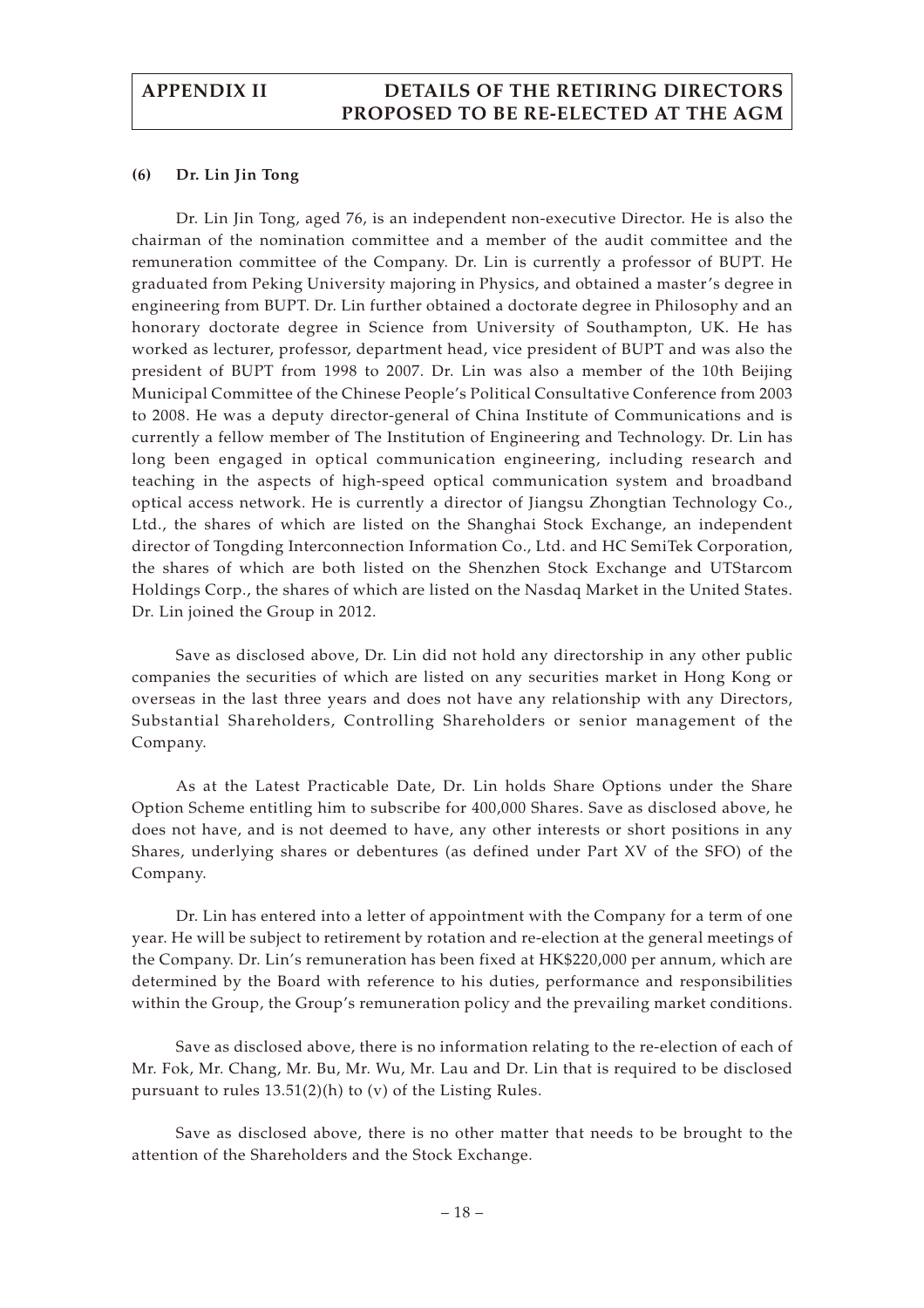**(6) Dr. Lin Jin Tong**

Dr. Lin Jin Tong, aged 76, is an independent non-executive Director. He is also the chairman of the nomination committee and a member of the audit committee and the remuneration committee of the Company. Dr. Lin is currently a professor of BUPT. He graduated from Peking University majoring in Physics, and obtained a master's degree in engineering from BUPT. Dr. Lin further obtained a doctorate degree in Philosophy and an honorary doctorate degree in Science from University of Southampton, UK. He has worked as lecturer, professor, department head, vice president of BUPT and was also the president of BUPT from 1998 to 2007. Dr. Lin was also a member of the 10th Beijing Municipal Committee of the Chinese People's Political Consultative Conference from 2003 to 2008. He was a deputy director-general of China Institute of Communications and is currently a fellow member of The Institution of Engineering and Technology. Dr. Lin has long been engaged in optical communication engineering, including research and teaching in the aspects of high-speed optical communication system and broadband optical access network. He is currently a director of Jiangsu Zhongtian Technology Co., Ltd., the shares of which are listed on the Shanghai Stock Exchange, an independent director of Tongding Interconnection Information Co., Ltd. and HC SemiTek Corporation, the shares of which are both listed on the Shenzhen Stock Exchange and UTStarcom Holdings Corp., the shares of which are listed on the Nasdaq Market in the United States. Dr. Lin joined the Group in 2012.

Save as disclosed above, Dr. Lin did not hold any directorship in any other public companies the securities of which are listed on any securities market in Hong Kong or overseas in the last three years and does not have any relationship with any Directors, Substantial Shareholders, Controlling Shareholders or senior management of the Company.

As at the Latest Practicable Date, Dr. Lin holds Share Options under the Share Option Scheme entitling him to subscribe for 400,000 Shares. Save as disclosed above, he does not have, and is not deemed to have, any other interests or short positions in any Shares, underlying shares or debentures (as defined under Part XV of the SFO) of the Company.

Dr. Lin has entered into a letter of appointment with the Company for a term of one year. He will be subject to retirement by rotation and re-election at the general meetings of the Company. Dr. Lin's remuneration has been fixed at HK$220,000 per annum, which are determined by the Board with reference to his duties, performance and responsibilities within the Group, the Group's remuneration policy and the prevailing market conditions.

Save as disclosed above, there is no information relating to the re-election of each of Mr. Fok, Mr. Chang, Mr. Bu, Mr. Wu, Mr. Lau and Dr. Lin that is required to be disclosed pursuant to rules 13.51(2)(h) to (v) of the Listing Rules.

Save as disclosed above, there is no other matter that needs to be brought to the attention of the Shareholders and the Stock Exchange.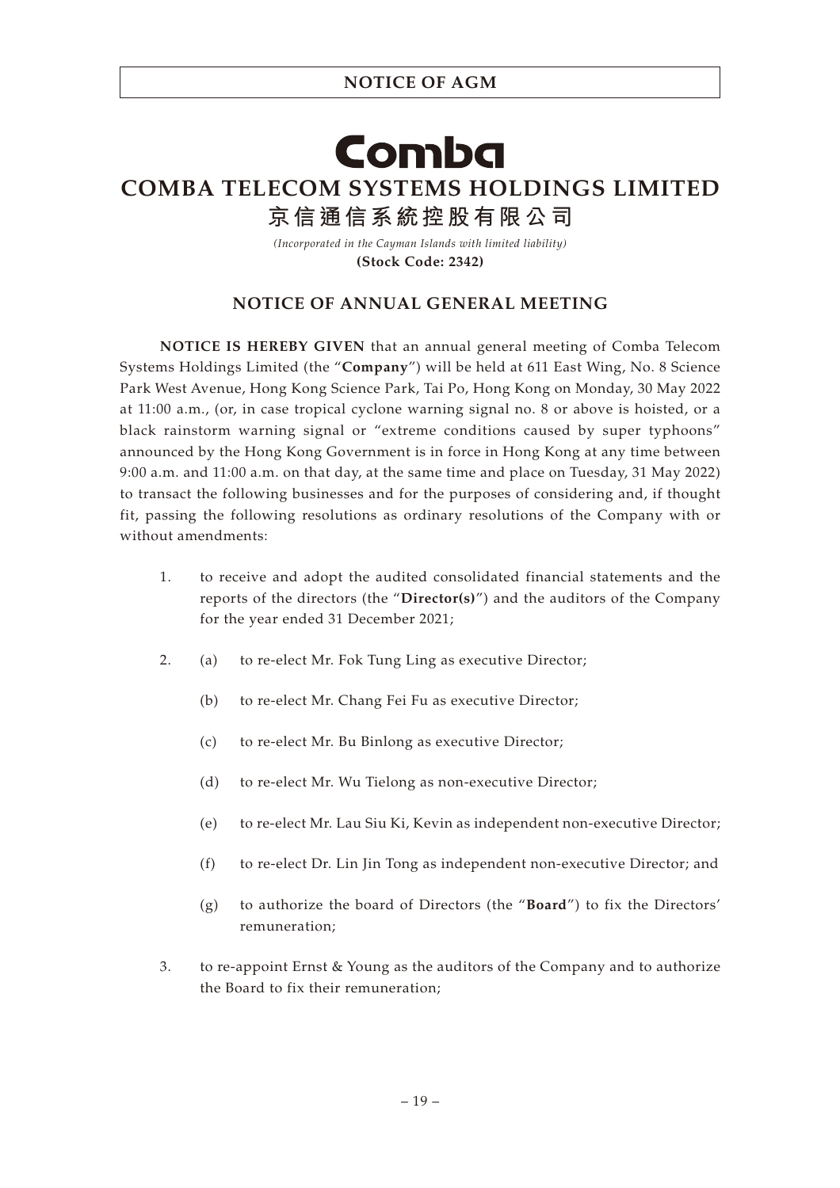# Comba

# COMBA TELECOM SYSTEMS HOLDINGS LIMITED

# 京信通信系統控股有限公司

*(Incorporated in the Cayman Islands with limited liability)*

**(Stock Code: 2342)**

## NOTICE OF ANNUAL GENERAL MEETING

**NOTICE IS HEREBY GIVEN** that an annual general meeting of Comba Telecom Systems Holdings Limited (the "**Company**") will be held at 611 East Wing, No. 8 Science Park West Avenue, Hong Kong Science Park, Tai Po, Hong Kong on Monday, 30 May 2022 at 11:00 a.m., (or, in case tropical cyclone warning signal no. 8 or above is hoisted, or a black rainstorm warning signal or "extreme conditions caused by super typhoons" announced by the Hong Kong Government is in force in Hong Kong at any time between 9:00 a.m. and 11:00 a.m. on that day, at the same time and place on Tuesday, 31 May 2022) to transact the following businesses and for the purposes of considering and, if thought fit, passing the following resolutions as ordinary resolutions of the Company with or without amendments:

1. to receive and adopt the audited consolidated financial statements and the reports of the directors (the "**Director(s)**") and the auditors of the Company for the year ended 31 December 2021;

2. (a) to re-elect Mr. Fok Tung Ling as executive Director;

   (b) to re-elect Mr. Chang Fei Fu as executive Director;

   (c) to re-elect Mr. Bu Binlong as executive Director;

   (d) to re-elect Mr. Wu Tielong as non-executive Director;

   (e) to re-elect Mr. Lau Siu Ki, Kevin as independent non-executive Director;

   (f) to re-elect Dr. Lin Jin Tong as independent non-executive Director; and

   (g) to authorize the board of Directors (the "**Board**") to fix the Directors' remuneration;

3. to re-appoint Ernst & Young as the auditors of the Company and to authorize the Board to fix their remuneration;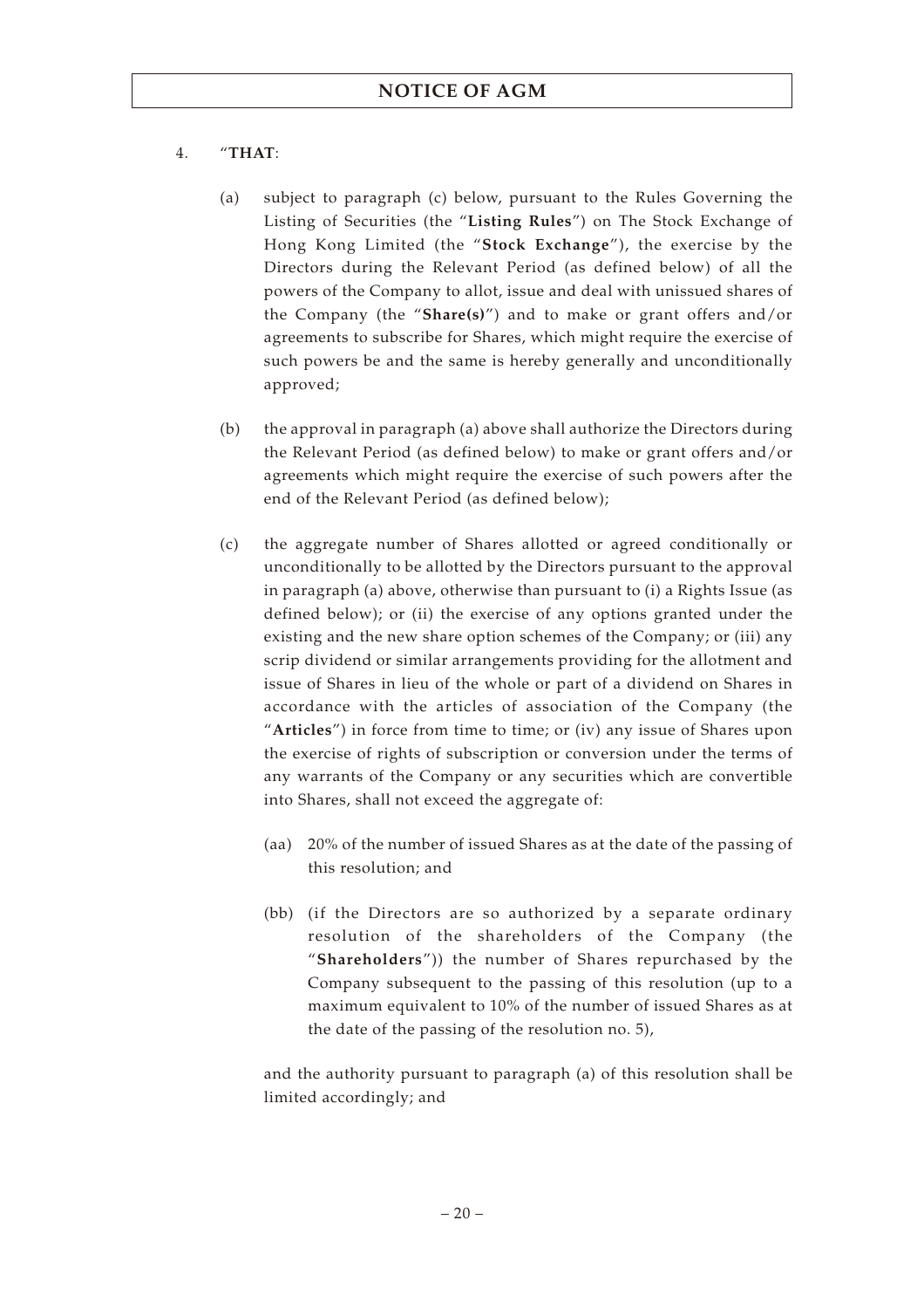4. "**THAT**:

   (a) subject to paragraph (c) below, pursuant to the Rules Governing the Listing of Securities (the "**Listing Rules**") on The Stock Exchange of Hong Kong Limited (the "**Stock Exchange**"), the exercise by the Directors during the Relevant Period (as defined below) of all the powers of the Company to allot, issue and deal with unissued shares of the Company (the "**Share(s)**") and to make or grant offers and/or agreements to subscribe for Shares, which might require the exercise of such powers be and the same is hereby generally and unconditionally approved;

   (b) the approval in paragraph (a) above shall authorize the Directors during the Relevant Period (as defined below) to make or grant offers and/or agreements which might require the exercise of such powers after the end of the Relevant Period (as defined below);

   (c) the aggregate number of Shares allotted or agreed conditionally or unconditionally to be allotted by the Directors pursuant to the approval in paragraph (a) above, otherwise than pursuant to (i) a Rights Issue (as defined below); or (ii) the exercise of any options granted under the existing and the new share option schemes of the Company; or (iii) any scrip dividend or similar arrangements providing for the allotment and issue of Shares in lieu of the whole or part of a dividend on Shares in accordance with the articles of association of the Company (the "**Articles**") in force from time to time; or (iv) any issue of Shares upon the exercise of rights of subscription or conversion under the terms of any warrants of the Company or any securities which are convertible into Shares, shall not exceed the aggregate of:

      (aa) 20% of the number of issued Shares as at the date of the passing of this resolution; and

      (bb) (if the Directors are so authorized by a separate ordinary resolution of the shareholders of the Company (the "**Shareholders**")) the number of Shares repurchased by the Company subsequent to the passing of this resolution (up to a maximum equivalent to 10% of the number of issued Shares as at the date of the passing of the resolution no. 5),

   and the authority pursuant to paragraph (a) of this resolution shall be limited accordingly; and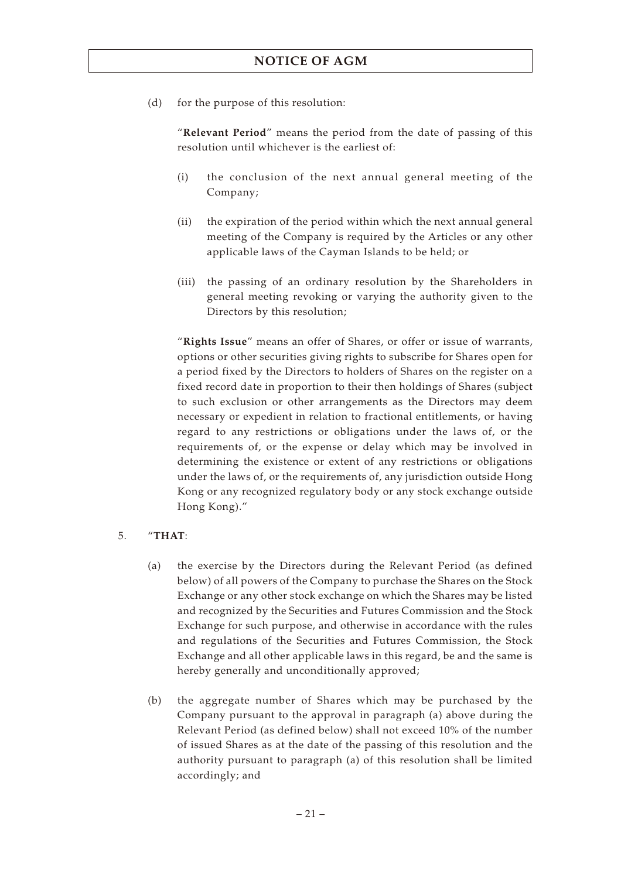(d) for the purpose of this resolution:

"**Relevant Period**" means the period from the date of passing of this resolution until whichever is the earliest of:

(i) the conclusion of the next annual general meeting of the Company;

(ii) the expiration of the period within which the next annual general meeting of the Company is required by the Articles or any other applicable laws of the Cayman Islands to be held; or

(iii) the passing of an ordinary resolution by the Shareholders in general meeting revoking or varying the authority given to the Directors by this resolution;

"**Rights Issue**" means an offer of Shares, or offer or issue of warrants, options or other securities giving rights to subscribe for Shares open for a period fixed by the Directors to holders of Shares on the register on a fixed record date in proportion to their then holdings of Shares (subject to such exclusion or other arrangements as the Directors may deem necessary or expedient in relation to fractional entitlements, or having regard to any restrictions or obligations under the laws of, or the requirements of, or the expense or delay which may be involved in determining the existence or extent of any restrictions or obligations under the laws of, or the requirements of, any jurisdiction outside Hong Kong or any recognized regulatory body or any stock exchange outside Hong Kong)."

5. "**THAT**:

(a) the exercise by the Directors during the Relevant Period (as defined below) of all powers of the Company to purchase the Shares on the Stock Exchange or any other stock exchange on which the Shares may be listed and recognized by the Securities and Futures Commission and the Stock Exchange for such purpose, and otherwise in accordance with the rules and regulations of the Securities and Futures Commission, the Stock Exchange and all other applicable laws in this regard, be and the same is hereby generally and unconditionally approved;

(b) the aggregate number of Shares which may be purchased by the Company pursuant to the approval in paragraph (a) above during the Relevant Period (as defined below) shall not exceed 10% of the number of issued Shares as at the date of the passing of this resolution and the authority pursuant to paragraph (a) of this resolution shall be limited accordingly; and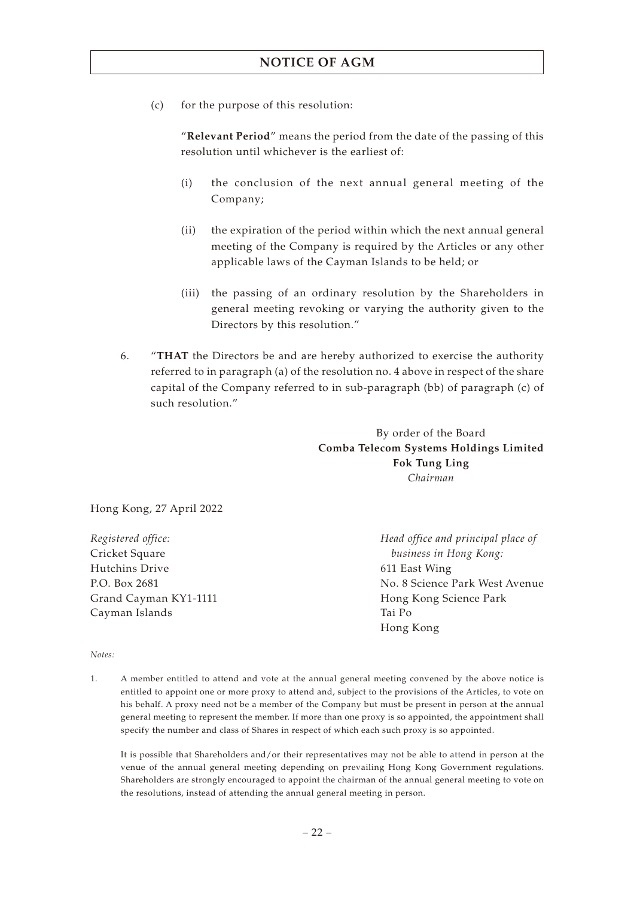(c) for the purpose of this resolution:

"**Relevant Period**" means the period from the date of the passing of this resolution until whichever is the earliest of:

(i) the conclusion of the next annual general meeting of the Company;

(ii) the expiration of the period within which the next annual general meeting of the Company is required by the Articles or any other applicable laws of the Cayman Islands to be held; or

(iii) the passing of an ordinary resolution by the Shareholders in general meeting revoking or varying the authority given to the Directors by this resolution."

6. "**THAT** the Directors be and are hereby authorized to exercise the authority referred to in paragraph (a) of the resolution no. 4 above in respect of the share capital of the Company referred to in sub-paragraph (bb) of paragraph (c) of such resolution."

By order of the Board
**Comba Telecom Systems Holdings Limited**
**Fok Tung Ling**
*Chairman*

Hong Kong, 27 April 2022

*Registered office:*
Cricket Square
Hutchins Drive
P.O. Box 2681
Grand Cayman KY1-1111
Cayman Islands

*Head office and principal place of business in Hong Kong:*
611 East Wing
No. 8 Science Park West Avenue
Hong Kong Science Park
Tai Po
Hong Kong

*Notes:*

1. A member entitled to attend and vote at the annual general meeting convened by the above notice is entitled to appoint one or more proxy to attend and, subject to the provisions of the Articles, to vote on his behalf. A proxy need not be a member of the Company but must be present in person at the annual general meeting to represent the member. If more than one proxy is so appointed, the appointment shall specify the number and class of Shares in respect of which each such proxy is so appointed.

   It is possible that Shareholders and/or their representatives may not be able to attend in person at the venue of the annual general meeting depending on prevailing Hong Kong Government regulations. Shareholders are strongly encouraged to appoint the chairman of the annual general meeting to vote on the resolutions, instead of attending the annual general meeting in person.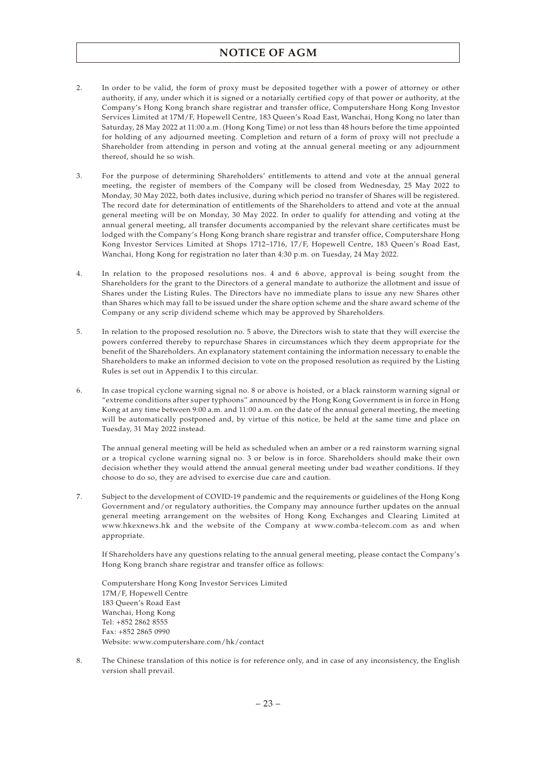# NOTICE OF AGM

2. In order to be valid, the form of proxy must be deposited together with a power of attorney or other authority, if any, under which it is signed or a notarially certified copy of that power or authority, at the Company's Hong Kong branch share registrar and transfer office, Computershare Hong Kong Investor Services Limited at 17M/F, Hopewell Centre, 183 Queen's Road East, Wanchai, Hong Kong no later than Saturday, 28 May 2022 at 11:00 a.m. (Hong Kong Time) or not less than 48 hours before the time appointed for holding of any adjourned meeting. Completion and return of a form of proxy will not preclude a Shareholder from attending in person and voting at the annual general meeting or any adjournment thereof, should he so wish.

3. For the purpose of determining Shareholders' entitlements to attend and vote at the annual general meeting, the register of members of the Company will be closed from Wednesday, 25 May 2022 to Monday, 30 May 2022, both dates inclusive, during which period no transfer of Shares will be registered. The record date for determination of entitlements of the Shareholders to attend and vote at the annual general meeting will be on Monday, 30 May 2022. In order to qualify for attending and voting at the annual general meeting, all transfer documents accompanied by the relevant share certificates must be lodged with the Company's Hong Kong branch share registrar and transfer office, Computershare Hong Kong Investor Services Limited at Shops 1712–1716, 17/F, Hopewell Centre, 183 Queen's Road East, Wanchai, Hong Kong for registration no later than 4:30 p.m. on Tuesday, 24 May 2022.

4. In relation to the proposed resolutions nos. 4 and 6 above, approval is being sought from the Shareholders for the grant to the Directors of a general mandate to authorize the allotment and issue of Shares under the Listing Rules. The Directors have no immediate plans to issue any new Shares other than Shares which may fall to be issued under the share option scheme and the share award scheme of the Company or any scrip dividend scheme which may be approved by Shareholders.

5. In relation to the proposed resolution no. 5 above, the Directors wish to state that they will exercise the powers conferred thereby to repurchase Shares in circumstances which they deem appropriate for the benefit of the Shareholders. An explanatory statement containing the information necessary to enable the Shareholders to make an informed decision to vote on the proposed resolution as required by the Listing Rules is set out in Appendix I to this circular.

6. In case tropical cyclone warning signal no. 8 or above is hoisted, or a black rainstorm warning signal or "extreme conditions after super typhoons" announced by the Hong Kong Government is in force in Hong Kong at any time between 9:00 a.m. and 11:00 a.m. on the date of the annual general meeting, the meeting will be automatically postponed and, by virtue of this notice, be held at the same time and place on Tuesday, 31 May 2022 instead.

   The annual general meeting will be held as scheduled when an amber or a red rainstorm warning signal or a tropical cyclone warning signal no. 3 or below is in force. Shareholders should make their own decision whether they would attend the annual general meeting under bad weather conditions. If they choose to do so, they are advised to exercise due care and caution.

7. Subject to the development of COVID-19 pandemic and the requirements or guidelines of the Hong Kong Government and/or regulatory authorities, the Company may announce further updates on the annual general meeting arrangement on the websites of Hong Kong Exchanges and Clearing Limited at www.hkexnews.hk and the website of the Company at www.comba-telecom.com as and when appropriate.

   If Shareholders have any questions relating to the annual general meeting, please contact the Company's Hong Kong branch share registrar and transfer office as follows:

   Computershare Hong Kong Investor Services Limited
   17M/F, Hopewell Centre
   183 Queen's Road East
   Wanchai, Hong Kong
   Tel: +852 2862 8555
   Fax: +852 2865 0990
   Website: www.computershare.com/hk/contact

8. The Chinese translation of this notice is for reference only, and in case of any inconsistency, the English version shall prevail.